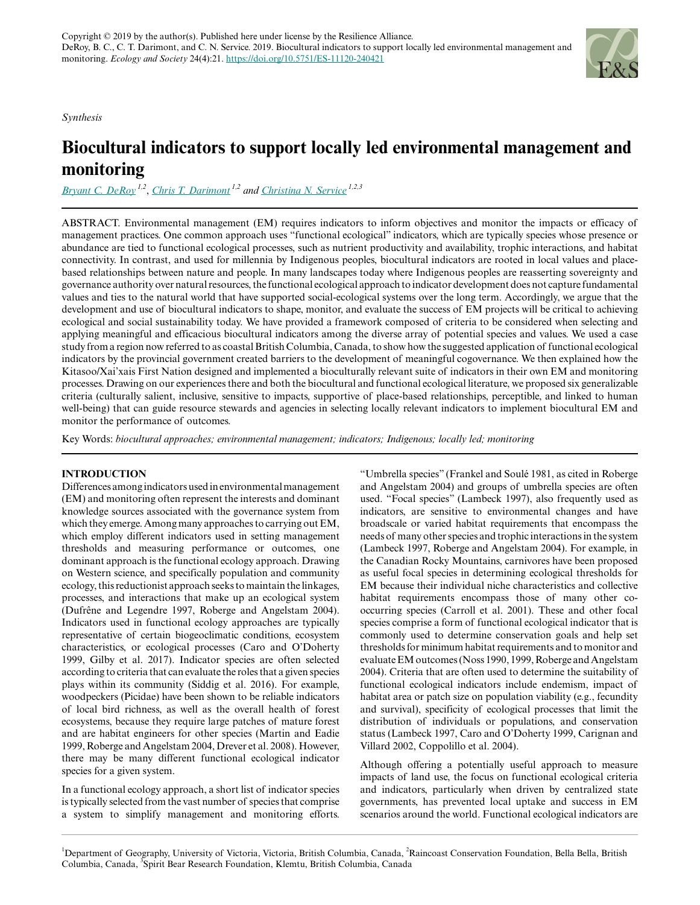Copyright © 2019 by the author(s). Published here under license by the Resilience Alliance.
DeRoy, B. C., C. T. Darimont, and C. N. Service. 2019. Biocultural indicators to support locally led environmental management and monitoring. *Ecology and Society* 24(4):21. https://doi.org/10.5751/ES-11120-240421

*Synthesis*

# Biocultural indicators to support locally led environmental management and monitoring

*Bryant C. DeRoy* [1,2], *Chris T. Darimont* [1,2] and *Christina N. Service* [1,2,3]

ABSTRACT. Environmental management (EM) requires indicators to inform objectives and monitor the impacts or efficacy of management practices. One common approach uses "functional ecological" indicators, which are typically species whose presence or abundance are tied to functional ecological processes, such as nutrient productivity and availability, trophic interactions, and habitat connectivity. In contrast, and used for millennia by Indigenous peoples, biocultural indicators are rooted in local values and place-based relationships between nature and people. In many landscapes today where Indigenous peoples are reasserting sovereignty and governance authority over natural resources, the functional ecological approach to indicator development does not capture fundamental values and ties to the natural world that have supported social-ecological systems over the long term. Accordingly, we argue that the development and use of biocultural indicators to shape, monitor, and evaluate the success of EM projects will be critical to achieving ecological and social sustainability today. We have provided a framework composed of criteria to be considered when selecting and applying meaningful and efficacious biocultural indicators among the diverse array of potential species and values. We used a case study from a region now referred to as coastal British Columbia, Canada, to show how the suggested application of functional ecological indicators by the provincial government created barriers to the development of meaningful cogovernance. We then explained how the Kitasoo/Xai'xais First Nation designed and implemented a biocultrally relevant suite of indicators in their own EM and monitoring processes. Drawing on our experiences there and both the biocultural and functional ecological literature, we proposed six generalizable criteria (culturally salient, inclusive, sensitive to impacts, supportive of place-based relationships, perceptible, and linked to human well-being) that can guide resource stewards and agencies in selecting locally relevant indicators to implement biocultural EM and monitor the performance of outcomes.

Key Words: *biocultural approaches; environmental management; indicators; Indigenous; locally led; monitoring*

## INTRODUCTION

Differences among indicators used in environmental management (EM) and monitoring often represent the interests and dominant knowledge sources associated with the governance system from which they emerge. Among many approaches to carrying out EM, which employ different indicators used in setting management thresholds and measuring performance or outcomes, one dominant approach is the functional ecology approach. Drawing on Western science, and specifically population and community ecology, this reductionist approach seeks to maintain the linkages, processes, and interactions that make up an ecological system (Dufrêne and Legendre 1997, Roberge and Angelstam 2004). Indicators used in functional ecology approaches are typically representative of certain biogeoclimatic conditions, ecosystem characteristics, or ecological processes (Caro and O'Doherty 1999, Gilby et al. 2017). Indicator species are often selected according to criteria that can evaluate the roles that a given species plays within its community (Siddig et al. 2016). For example, woodpeckers (Picidae) have been shown to be reliable indicators of local bird richness, as well as the overall health of forest ecosystems, because they require large patches of mature forest and are habitat engineers for other species (Martin and Eadie 1999, Roberge and Angelstam 2004, Drever et al. 2008). However, there may be many different functional ecological indicator species for a given system.

In a functional ecology approach, a short list of indicator species is typically selected from the vast number of species that comprise a system to simplify management and monitoring efforts. "Umbrella species" (Frankel and Soulé 1981, as cited in Roberge and Angelstam 2004) and groups of umbrella species are often used. "Focal species" (Lambeck 1997), also frequently used as indicators, are sensitive to environmental changes and have broadscale or varied habitat requirements that encompass the needs of many other species and trophic interactions in the system (Lambeck 1997, Roberge and Angelstam 2004). For example, in the Canadian Rocky Mountains, carnivores have been proposed as useful focal species in determining ecological thresholds for EM because their individual niche characteristics and collective habitat requirements encompass those of many other co-occurring species (Carroll et al. 2001). These and other focal species comprise a form of functional ecological indicator that is commonly used to determine conservation goals and help set thresholds for minimum habitat requirements and to monitor and evaluate EM outcomes (Noss 1990, 1999, Roberge and Angelstam 2004). Criteria that are often used to determine the suitability of functional ecological indicators include endemism, impact of habitat area or patch size on population viability (e.g., fecundity and survival), specificity of ecological processes that limit the distribution of individuals or populations, and conservation status (Lambeck 1997, Caro and O'Doherty 1999, Carignan and Villard 2002, Coppolillo et al. 2004).

Although offering a potentially useful approach to measure impacts of land use, the focus on functional ecological criteria and indicators, particularly when driven by centralized state governments, has prevented local uptake and success in EM scenarios around the world. Functional ecological indicators are

[1] Department of Geography, University of Victoria, Victoria, British Columbia, Canada, [2] Raincoast Conservation Foundation, Bella Bella, British Columbia, Canada, [3] Spirit Bear Research Foundation, Klemtu, British Columbia, Canada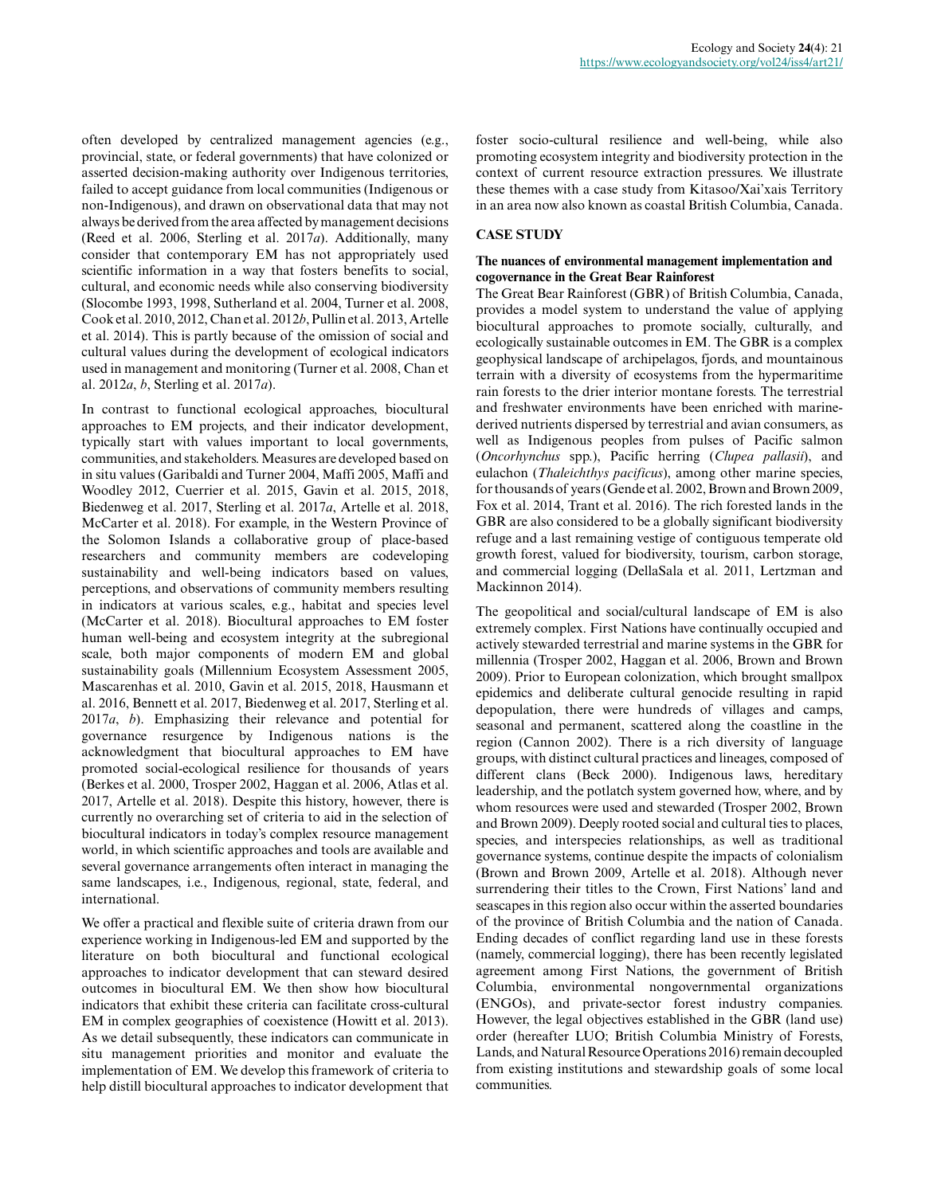often developed by centralized management agencies (e.g., provincial, state, or federal governments) that have colonized or asserted decision-making authority over Indigenous territories, failed to accept guidance from local communities (Indigenous or non-Indigenous), and drawn on observational data that may not always be derived from the area affected by management decisions (Reed et al. 2006, Sterling et al. 2017*a*). Additionally, many consider that contemporary EM has not appropriately used scientific information in a way that fosters benefits to social, cultural, and economic needs while also conserving biodiversity (Slocombe 1993, 1998, Sutherland et al. 2004, Turner et al. 2008, Cook et al. 2010, 2012, Chan et al. 2012*b*, Pullin et al. 2013, Artelle et al. 2014). This is partly because of the omission of social and cultural values during the development of ecological indicators used in management and monitoring (Turner et al. 2008, Chan et al. 2012*a*, *b*, Sterling et al. 2017*a*).

In contrast to functional ecological approaches, biocultural approaches to EM projects, and their indicator development, typically start with values important to local governments, communities, and stakeholders. Measures are developed based on in situ values (Garibaldi and Turner 2004, Maffi 2005, Maffi and Woodley 2012, Cuerrier et al. 2015, Gavin et al. 2015, 2018, Biedenweg et al. 2017, Sterling et al. 2017*a*, Artelle et al. 2018, McCarter et al. 2018). For example, in the Western Province of the Solomon Islands a collaborative group of place-based researchers and community members are codeveloping sustainability and well-being indicators based on values, perceptions, and observations of community members resulting in indicators at various scales, e.g., habitat and species level (McCarter et al. 2018). Biocultural approaches to EM foster human well-being and ecosystem integrity at the subregional scale, both major components of modern EM and global sustainability goals (Millennium Ecosystem Assessment 2005, Mascarenhas et al. 2010, Gavin et al. 2015, 2018, Hausmann et al. 2016, Bennett et al. 2017, Biedenweg et al. 2017, Sterling et al. 2017*a*, *b*). Emphasizing their relevance and potential for governance resurgence by Indigenous nations is the acknowledgment that biocultural approaches to EM have promoted social-ecological resilience for thousands of years (Berkes et al. 2000, Trosper 2002, Haggan et al. 2006, Atlas et al. 2017, Artelle et al. 2018). Despite this history, however, there is currently no overarching set of criteria to aid in the selection of biocultural indicators in today's complex resource management world, in which scientific approaches and tools are available and several governance arrangements often interact in managing the same landscapes, i.e., Indigenous, regional, state, federal, and international.

We offer a practical and flexible suite of criteria drawn from our experience working in Indigenous-led EM and supported by the literature on both biocultural and functional ecological approaches to indicator development that can steward desired outcomes in biocultural EM. We then show how biocultural indicators that exhibit these criteria can facilitate cross-cultural EM in complex geographies of coexistence (Howitt et al. 2013). As we detail subsequently, these indicators can communicate in situ management priorities and monitor and evaluate the implementation of EM. We develop this framework of criteria to help distill biocultural approaches to indicator development that foster socio-cultural resilience and well-being, while also promoting ecosystem integrity and biodiversity protection in the context of current resource extraction pressures. We illustrate these themes with a case study from Kitasoo/Xai'xais Territory in an area now also known as coastal British Columbia, Canada.

## CASE STUDY

### The nuances of environmental management implementation and cogovernance in the Great Bear Rainforest

The Great Bear Rainforest (GBR) of British Columbia, Canada, provides a model system to understand the value of applying biocultural approaches to promote socially, culturally, and ecologically sustainable outcomes in EM. The GBR is a complex geophysical landscape of archipelagos, fjords, and mountainous terrain with a diversity of ecosystems from the hypermaritime rain forests to the drier interior montane forests. The terrestrial and freshwater environments have been enriched with marine-derived nutrients dispersed by terrestrial and avian consumers, as well as Indigenous peoples from pulses of Pacific salmon (*Oncorhynchus* spp.), Pacific herring (*Clupea pallasii*), and eulachon (*Thaleichthys pacificus*), among other marine species, for thousands of years (Gende et al. 2002, Brown and Brown 2009, Fox et al. 2014, Trant et al. 2016). The rich forested lands in the GBR are also considered to be a globally significant biodiversity refuge and a last remaining vestige of contiguous temperate old growth forest, valued for biodiversity, tourism, carbon storage, and commercial logging (DellaSala et al. 2011, Lertzman and Mackinnon 2014).

The geopolitical and social/cultural landscape of EM is also extremely complex. First Nations have continually occupied and actively stewarded terrestrial and marine systems in the GBR for millennia (Trosper 2002, Haggan et al. 2006, Brown and Brown 2009). Prior to European colonization, which brought smallpox epidemics and deliberate cultural genocide resulting in rapid depopulation, there were hundreds of villages and camps, seasonal and permanent, scattered along the coastline in the region (Cannon 2002). There is a rich diversity of language groups, with distinct cultural practices and lineages, composed of different clans (Beck 2000). Indigenous laws, hereditary leadership, and the potlatch system governed how, where, and by whom resources were used and stewarded (Trosper 2002, Brown and Brown 2009). Deeply rooted social and cultural ties to places, species, and interspecies relationships, as well as traditional governance systems, continue despite the impacts of colonialism (Brown and Brown 2009, Artelle et al. 2018). Although never surrendering their titles to the Crown, First Nations' land and seascapes in this region also occur within the asserted boundaries of the province of British Columbia and the nation of Canada. Ending decades of conflict regarding land use in these forests (namely, commercial logging), there has been recently legislated agreement among First Nations, the government of British Columbia, environmental nongovernmental organizations (ENGOs), and private-sector forest industry companies. However, the legal objectives established in the GBR (land use) order (hereafter LUO; British Columbia Ministry of Forests, Lands, and Natural Resource Operations 2016) remain decoupled from existing institutions and stewardship goals of some local communities.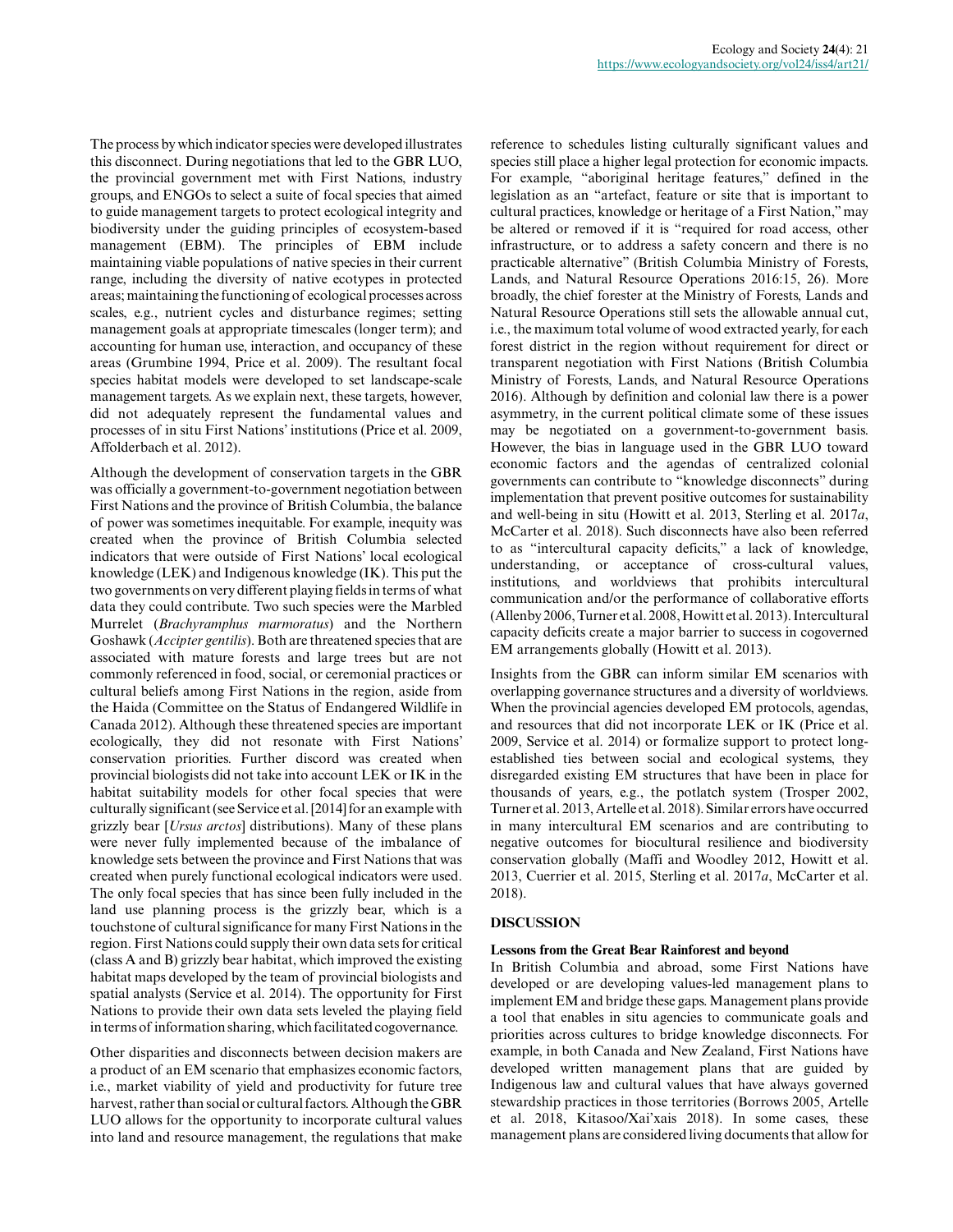The process by which indicator species were developed illustrates this disconnect. During negotiations that led to the GBR LUO, the provincial government met with First Nations, industry groups, and ENGOs to select a suite of focal species that aimed to guide management targets to protect ecological integrity and biodiversity under the guiding principles of ecosystem-based management (EBM). The principles of EBM include maintaining viable populations of native species in their current range, including the diversity of native ecotypes in protected areas; maintaining the functioning of ecological processes across scales, e.g., nutrient cycles and disturbance regimes; setting management goals at appropriate timescales (longer term); and accounting for human use, interaction, and occupancy of these areas (Grumbine 1994, Price et al. 2009). The resultant focal species habitat models were developed to set landscape-scale management targets. As we explain next, these targets, however, did not adequately represent the fundamental values and processes of in situ First Nations' institutions (Price et al. 2009, Affolderbach et al. 2012).

Although the development of conservation targets in the GBR was officially a government-to-government negotiation between First Nations and the province of British Columbia, the balance of power was sometimes inequitable. For example, inequity was created when the province of British Columbia selected indicators that were outside of First Nations' local ecological knowledge (LEK) and Indigenous knowledge (IK). This put the two governments on very different playing fields in terms of what data they could contribute. Two such species were the Marbled Murrelet (*Brachyramphus marmoratus*) and the Northern Goshawk (*Accipter gentilis*). Both are threatened species that are associated with mature forests and large trees but are not commonly referenced in food, social, or ceremonial practices or cultural beliefs among First Nations in the region, aside from the Haida (Committee on the Status of Endangered Wildlife in Canada 2012). Although these threatened species are important ecologically, they did not resonate with First Nations' conservation priorities. Further discord was created when provincial biologists did not take into account LEK or IK in the habitat suitability models for other focal species that were culturally significant (see Service et al. [2014] for an example with grizzly bear [*Ursus arctos*] distributions). Many of these plans were never fully implemented because of the imbalance of knowledge sets between the province and First Nations that was created when purely functional ecological indicators were used. The only focal species that has since been fully included in the land use planning process is the grizzly bear, which is a touchstone of cultural significance for many First Nations in the region. First Nations could supply their own data sets for critical (class A and B) grizzly bear habitat, which improved the existing habitat maps developed by the team of provincial biologists and spatial analysts (Service et al. 2014). The opportunity for First Nations to provide their own data sets leveled the playing field in terms of information sharing, which facilitated cogovernance.

Other disparities and disconnects between decision makers are a product of an EM scenario that emphasizes economic factors, i.e., market viability of yield and productivity for future tree harvest, rather than social or cultural factors. Although the GBR LUO allows for the opportunity to incorporate cultural values into land and resource management, the regulations that make reference to schedules listing culturally significant values and species still place a higher legal protection for economic impacts. For example, "aboriginal heritage features," defined in the legislation as an "artefact, feature or site that is important to cultural practices, knowledge or heritage of a First Nation," may be altered or removed if it is "required for road access, other infrastructure, or to address a safety concern and there is no practicable alternative" (British Columbia Ministry of Forests, Lands, and Natural Resource Operations 2016:15, 26). More broadly, the chief forester at the Ministry of Forests, Lands and Natural Resource Operations still sets the allowable annual cut, i.e., the maximum total volume of wood extracted yearly, for each forest district in the region without requirement for direct or transparent negotiation with First Nations (British Columbia Ministry of Forests, Lands, and Natural Resource Operations 2016). Although by definition and colonial law there is a power asymmetry, in the current political climate some of these issues may be negotiated on a government-to-government basis. However, the bias in language used in the GBR LUO toward economic factors and the agendas of centralized colonial governments can contribute to "knowledge disconnects" during implementation that prevent positive outcomes for sustainability and well-being in situ (Howitt et al. 2013, Sterling et al. 2017*a*, McCarter et al. 2018). Such disconnects have also been referred to as "intercultural capacity deficits," a lack of knowledge, understanding, or acceptance of cross-cultural values, institutions, and worldviews that prohibits intercultural communication and/or the performance of collaborative efforts (Allenby 2006, Turner et al. 2008, Howitt et al. 2013). Intercultural capacity deficits create a major barrier to success in cogoverned EM arrangements globally (Howitt et al. 2013).

Insights from the GBR can inform similar EM scenarios with overlapping governance structures and a diversity of worldviews. When the provincial agencies developed EM protocols, agendas, and resources that did not incorporate LEK or IK (Price et al. 2009, Service et al. 2014) or formalize support to protect long-established ties between social and ecological systems, they disregarded existing EM structures that have been in place for thousands of years, e.g., the potlatch system (Trosper 2002, Turner et al. 2013, Artelle et al. 2018). Similar errors have occurred in many intercultural EM scenarios and are contributing to negative outcomes for biocultural resilience and biodiversity conservation globally (Maffi and Woodley 2012, Howitt et al. 2013, Cuerrier et al. 2015, Sterling et al. 2017*a*, McCarter et al. 2018).

## DISCUSSION

### Lessons from the Great Bear Rainforest and beyond

In British Columbia and abroad, some First Nations have developed or are developing values-led management plans to implement EM and bridge these gaps. Management plans provide a tool that enables in situ agencies to communicate goals and priorities across cultures to bridge knowledge disconnects. For example, in both Canada and New Zealand, First Nations have developed written management plans that are guided by Indigenous law and cultural values that have always governed stewardship practices in those territories (Borrows 2005, Artelle et al. 2018, Kitasoo/Xai'xais 2018). In some cases, these management plans are considered living documents that allow for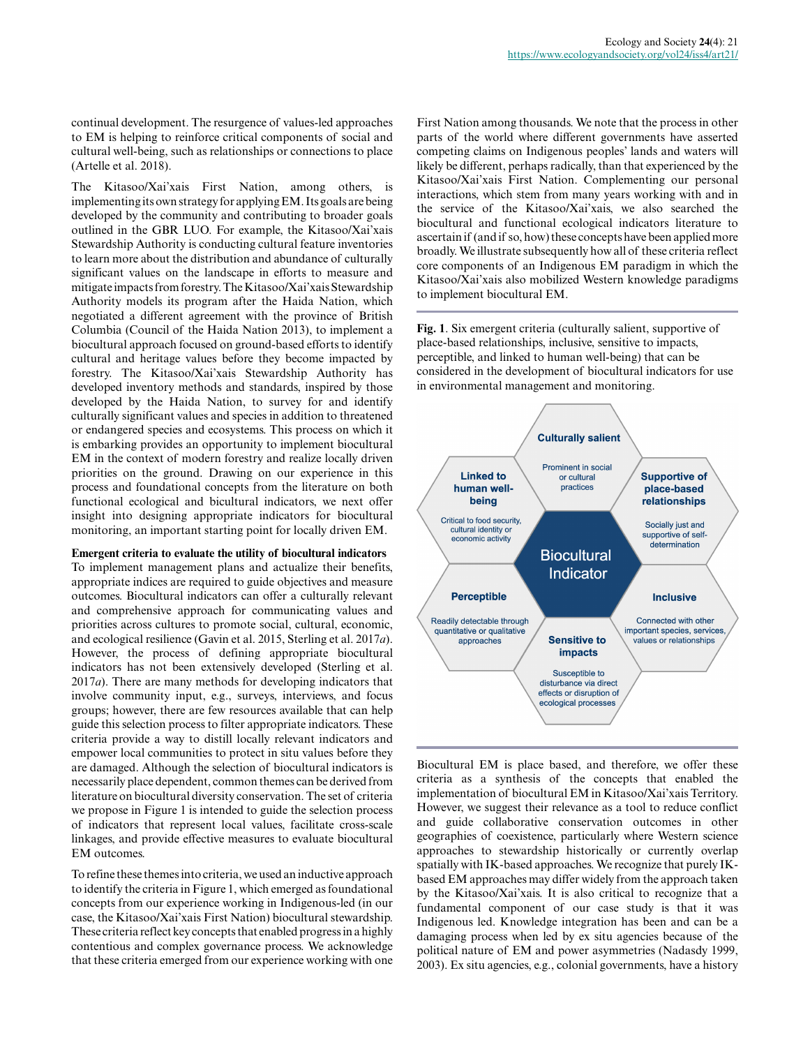continual development. The resurgence of values-led approaches to EM is helping to reinforce critical components of social and cultural well-being, such as relationships or connections to place (Artelle et al. 2018).

The Kitasoo/Xai'xais First Nation, among others, is implementing its own strategy for applying EM. Its goals are being developed by the community and contributing to broader goals outlined in the GBR LUO. For example, the Kitasoo/Xai'xais Stewardship Authority is conducting cultural feature inventories to learn more about the distribution and abundance of culturally significant values on the landscape in efforts to measure and mitigate impacts from forestry. The Kitasoo/Xai'xais Stewardship Authority models its program after the Haida Nation, which negotiated a different agreement with the province of British Columbia (Council of the Haida Nation 2013), to implement a biocultural approach focused on ground-based efforts to identify cultural and heritage values before they become impacted by forestry. The Kitasoo/Xai'xais Stewardship Authority has developed inventory methods and standards, inspired by those developed by the Haida Nation, to survey for and identify culturally significant values and species in addition to threatened or endangered species and ecosystems. This process on which it is embarking provides an opportunity to implement biocultural EM in the context of modern forestry and realize locally driven priorities on the ground. Drawing on our experience in this process and foundational concepts from the literature on both functional ecological and bicultural indicators, we next offer insight into designing appropriate indicators for biocultural monitoring, an important starting point for locally driven EM.

**Emergent criteria to evaluate the utility of biocultural indicators**

To implement management plans and actualize their benefits, appropriate indices are required to guide objectives and measure outcomes. Biocultural indicators can offer a culturally relevant and comprehensive approach for communicating values and priorities across cultures to promote social, cultural, economic, and ecological resilience (Gavin et al. 2015, Sterling et al. 2017*a*). However, the process of defining appropriate biocultural indicators has not been extensively developed (Sterling et al. 2017*a*). There are many methods for developing indicators that involve community input, e.g., surveys, interviews, and focus groups; however, there are few resources available that can help guide this selection process to filter appropriate indicators. These criteria provide a way to distill locally relevant indicators and empower local communities to protect in situ values before they are damaged. Although the selection of biocultural indicators is necessarily place dependent, common themes can be derived from literature on biocultural diversity conservation. The set of criteria we propose in Figure 1 is intended to guide the selection process of indicators that represent local values, facilitate cross-scale linkages, and provide effective measures to evaluate biocultural EM outcomes.

To refine these themes into criteria, we used an inductive approach to identify the criteria in Figure 1, which emerged as foundational concepts from our experience working in Indigenous-led (in our case, the Kitasoo/Xai'xais First Nation) biocultural stewardship. These criteria reflect key concepts that enabled progress in a highly contentious and complex governance process. We acknowledge that these criteria emerged from our experience working with one First Nation among thousands. We note that the process in other parts of the world where different governments have asserted competing claims on Indigenous peoples' lands and waters will likely be different, perhaps radically, than that experienced by the Kitasoo/Xai'xais First Nation. Complementing our personal interactions, which stem from many years working with and in the service of the Kitasoo/Xai'xais, we also searched the biocultural and functional ecological indicators literature to ascertain if (and if so, how) these concepts have been applied more broadly. We illustrate subsequently how all of these criteria reflect core components of an Indigenous EM paradigm in which the Kitasoo/Xai'xais also mobilized Western knowledge paradigms to implement biocultural EM.

**Fig. 1**. Six emergent criteria (culturally salient, supportive of place-based relationships, inclusive, sensitive to impacts, perceptible, and linked to human well-being) that can be considered in the development of biocultural indicators for use in environmental management and monitoring.

Biocultural EM is place based, and therefore, we offer these criteria as a synthesis of the concepts that enabled the implementation of biocultural EM in Kitasoo/Xai'xais Territory. However, we suggest their relevance as a tool to reduce conflict and guide collaborative conservation outcomes in other geographies of coexistence, particularly where Western science approaches to stewardship historically or currently overlap spatially with IK-based approaches. We recognize that purely IK-based EM approaches may differ widely from the approach taken by the Kitasoo/Xai'xais. It is also critical to recognize that a fundamental component of our case study is that it was Indigenous led. Knowledge integration has been and can be a damaging process when led by ex situ agencies because of the political nature of EM and power asymmetries (Nadasdy 1999, 2003). Ex situ agencies, e.g., colonial governments, have a history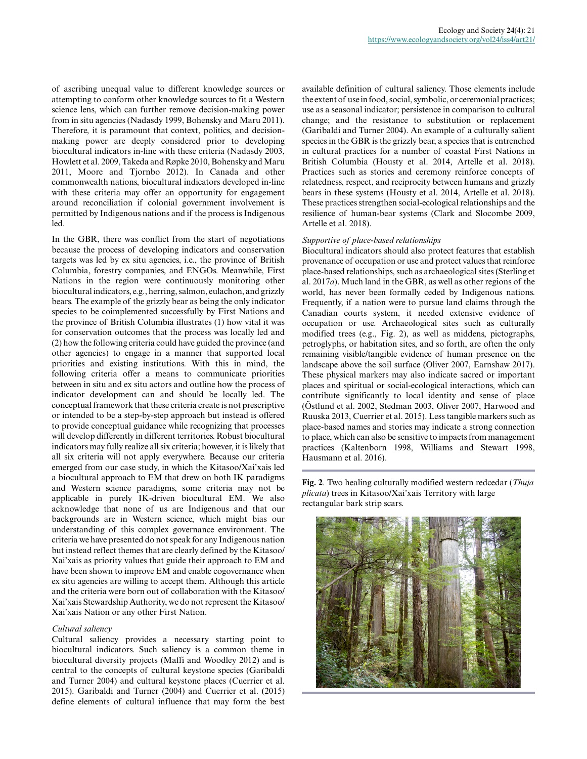of ascribing unequal value to different knowledge sources or attempting to conform other knowledge sources to fit a Western science lens, which can further remove decision-making power from in situ agencies (Nadasdy 1999, Bohensky and Maru 2011). Therefore, it is paramount that context, politics, and decision-making power are deeply considered prior to developing biocultural indicators in-line with these criteria (Nadasdy 2003, Howlett et al. 2009, Takeda and Røpke 2010, Bohensky and Maru 2011, Moore and Tjornbo 2012). In Canada and other commonwealth nations, biocultural indicators developed in-line with these criteria may offer an opportunity for engagement around reconciliation if colonial government involvement is permitted by Indigenous nations and if the process is Indigenous led.

In the GBR, there was conflict from the start of negotiations because the process of developing indicators and conservation targets was led by ex situ agencies, i.e., the province of British Columbia, forestry companies, and ENGOs. Meanwhile, First Nations in the region were continuously monitoring other biocultural indicators, e.g., herring, salmon, eulachon, and grizzly bears. The example of the grizzly bear as being the only indicator species to be coimplemented successfully by First Nations and the province of British Columbia illustrates (1) how vital it was for conservation outcomes that the process was locally led and (2) how the following criteria could have guided the province (and other agencies) to engage in a manner that supported local priorities and existing institutions. With this in mind, the following criteria offer a means to communicate priorities between in situ and ex situ actors and outline how the process of indicator development can and should be locally led. The conceptual framework that these criteria create is not prescriptive or intended to be a step-by-step approach but instead is offered to provide conceptual guidance while recognizing that processes will develop differently in different territories. Robust biocultural indicators may fully realize all six criteria; however, it is likely that all six criteria will not apply everywhere. Because our criteria emerged from our case study, in which the Kitasoo/Xai'xais led a biocultural approach to EM that drew on both IK paradigms and Western science paradigms, some criteria may not be applicable in purely IK-driven biocultural EM. We also acknowledge that none of us are Indigenous and that our backgrounds are in Western science, which might bias our understanding of this complex governance environment. The criteria we have presented do not speak for any Indigenous nation but instead reflect themes that are clearly defined by the Kitasoo/Xai'xais as priority values that guide their approach to EM and have been shown to improve EM and enable cogovernance when ex situ agencies are willing to accept them. Although this article and the criteria were born out of collaboration with the Kitasoo/Xai'xais Stewardship Authority, we do not represent the Kitasoo/Xai'xais Nation or any other First Nation.

*Cultural saliency*

Cultural saliency provides a necessary starting point to biocultural indicators. Such saliency is a common theme in biocultural diversity projects (Maffi and Woodley 2012) and is central to the concepts of cultural keystone species (Garibaldi and Turner 2004) and cultural keystone places (Cuerrier et al. 2015). Garibaldi and Turner (2004) and Cuerrier et al. (2015) define elements of cultural influence that may form the best available definition of cultural saliency. Those elements include the extent of use in food, social, symbolic, or ceremonial practices; use as a seasonal indicator; persistence in comparison to cultural change; and the resistance to substitution or replacement (Garibaldi and Turner 2004). An example of a culturally salient species in the GBR is the grizzly bear, a species that is entrenched in cultural practices for a number of coastal First Nations in British Columbia (Housty et al. 2014, Artelle et al. 2018). Practices such as stories and ceremony reinforce concepts of relatedness, respect, and reciprocity between humans and grizzly bears in these systems (Housty et al. 2014, Artelle et al. 2018). These practices strengthen social-ecological relationships and the resilience of human-bear systems (Clark and Slocombe 2009, Artelle et al. 2018).

*Supportive of place-based relationships*

Biocultural indicators should also protect features that establish provenance of occupation or use and protect values that reinforce place-based relationships, such as archaeological sites (Sterling et al. 2017*a*). Much land in the GBR, as well as other regions of the world, has never been formally ceded by Indigenous nations. Frequently, if a nation were to pursue land claims through the Canadian courts system, it needed extensive evidence of occupation or use. Archaeological sites such as culturally modified trees (e.g., Fig. 2), as well as middens, pictographs, petroglyphs, or habitation sites, and so forth, are often the only remaining visible/tangible evidence of human presence on the landscape above the soil surface (Oliver 2007, Earnshaw 2017). These physical markers may also indicate sacred or important places and spiritual or social-ecological interactions, which can contribute significantly to local identity and sense of place (Östlund et al. 2002, Stedman 2003, Oliver 2007, Harwood and Ruuska 2013, Cuerrier et al. 2015). Less tangible markers such as place-based names and stories may indicate a strong connection to place, which can also be sensitive to impacts from management practices (Kaltenborn 1998, Williams and Stewart 1998, Hausmann et al. 2016).

**Fig. 2**. Two healing culturally modified western redcedar (*Thuja plicata*) trees in Kitasoo/Xai'xais Territory with large rectangular bark strip scars.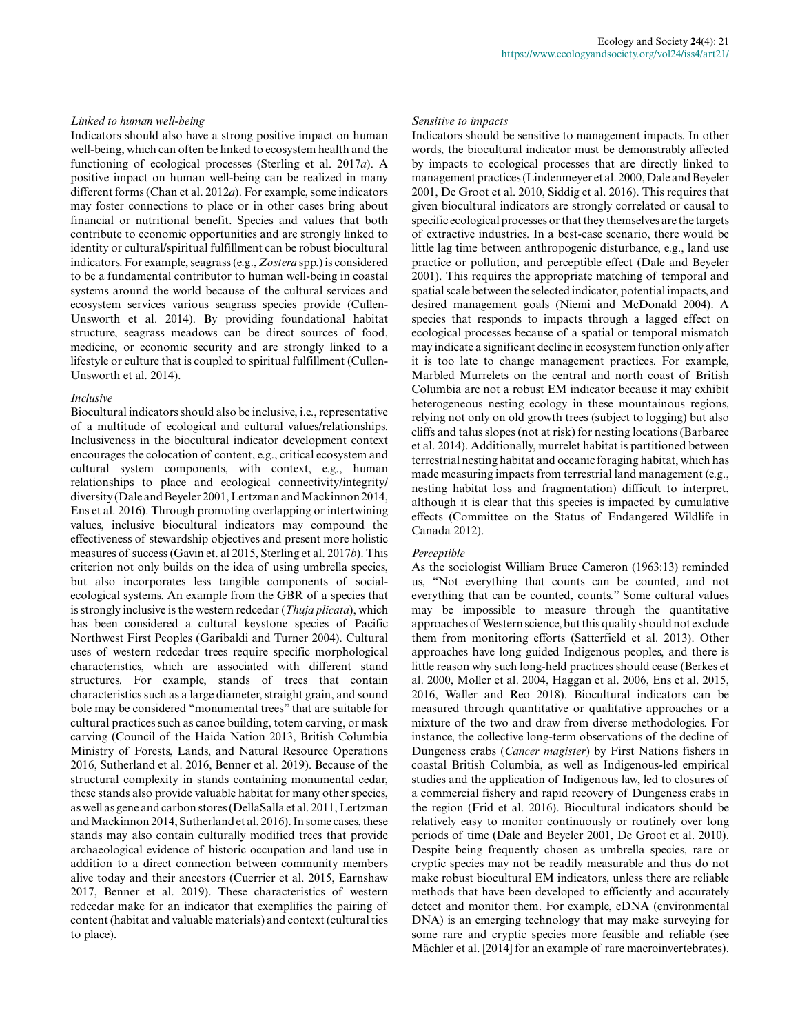*Linked to human well-being*

Indicators should also have a strong positive impact on human well-being, which can often be linked to ecosystem health and the functioning of ecological processes (Sterling et al. 2017*a*). A positive impact on human well-being can be realized in many different forms (Chan et al. 2012*a*). For example, some indicators may foster connections to place or in other cases bring about financial or nutritional benefit. Species and values that both contribute to economic opportunities and are strongly linked to identity or cultural/spiritual fulfillment can be robust biocultural indicators. For example, seagrass (e.g., *Zostera* spp.) is considered to be a fundamental contributor to human well-being in coastal systems around the world because of the cultural services and ecosystem services various seagrass species provide (Cullen-Unsworth et al. 2014). By providing foundational habitat structure, seagrass meadows can be direct sources of food, medicine, or economic security and are strongly linked to a lifestyle or culture that is coupled to spiritual fulfillment (Cullen-Unsworth et al. 2014).

*Inclusive*

Biocultural indicators should also be inclusive, i.e., representative of a multitude of ecological and cultural values/relationships. Inclusiveness in the biocultural indicator development context encourages the colocation of content, e.g., critical ecosystem and cultural system components, with context, e.g., human relationships to place and ecological connectivity/integrity/diversity (Dale and Beyeler 2001, Lertzman and Mackinnon 2014, Ens et al. 2016). Through promoting overlapping or intertwining values, inclusive biocultural indicators may compound the effectiveness of stewardship objectives and present more holistic measures of success (Gavin et. al 2015, Sterling et al. 2017*b*). This criterion not only builds on the idea of using umbrella species, but also incorporates less tangible components of social-ecological systems. An example from the GBR of a species that is strongly inclusive is the western redcedar (*Thuja plicata*), which has been considered a cultural keystone species of Pacific Northwest First Peoples (Garibaldi and Turner 2004). Cultural uses of western redcedar trees require specific morphological characteristics, which are associated with different stand structures. For example, stands of trees that contain characteristics such as a large diameter, straight grain, and sound bole may be considered "monumental trees" that are suitable for cultural practices such as canoe building, totem carving, or mask carving (Council of the Haida Nation 2013, British Columbia Ministry of Forests, Lands, and Natural Resource Operations 2016, Sutherland et al. 2016, Benner et al. 2019). Because of the structural complexity in stands containing monumental cedar, these stands also provide valuable habitat for many other species, as well as gene and carbon stores (DellaSalla et al. 2011, Lertzman and Mackinnon 2014, Sutherland et al. 2016). In some cases, these stands may also contain culturally modified trees that provide archaeological evidence of historic occupation and land use in addition to a direct connection between community members alive today and their ancestors (Cuerrier et al. 2015, Earnshaw 2017, Benner et al. 2019). These characteristics of western redcedar make for an indicator that exemplifies the pairing of content (habitat and valuable materials) and context (cultural ties to place).

*Sensitive to impacts*

Indicators should be sensitive to management impacts. In other words, the biocultural indicator must be demonstrably affected by impacts to ecological processes that are directly linked to management practices (Lindenmeyer et al. 2000, Dale and Beyeler 2001, De Groot et al. 2010, Siddig et al. 2016). This requires that given biocultural indicators are strongly correlated or causal to specific ecological processes or that they themselves are the targets of extractive industries. In a best-case scenario, there would be little lag time between anthropogenic disturbance, e.g., land use practice or pollution, and perceptible effect (Dale and Beyeler 2001). This requires the appropriate matching of temporal and spatial scale between the selected indicator, potential impacts, and desired management goals (Niemi and McDonald 2004). A species that responds to impacts through a lagged effect on ecological processes because of a spatial or temporal mismatch may indicate a significant decline in ecosystem function only after it is too late to change management practices. For example, Marbled Murrelets on the central and north coast of British Columbia are not a robust EM indicator because it may exhibit heterogeneous nesting ecology in these mountainous regions, relying not only on old growth trees (subject to logging) but also cliffs and talus slopes (not at risk) for nesting locations (Barbaree et al. 2014). Additionally, murrelet habitat is partitioned between terrestrial nesting habitat and oceanic foraging habitat, which has made measuring impacts from terrestrial land management (e.g., nesting habitat loss and fragmentation) difficult to interpret, although it is clear that this species is impacted by cumulative effects (Committee on the Status of Endangered Wildlife in Canada 2012).

*Perceptible*

As the sociologist William Bruce Cameron (1963:13) reminded us, "Not everything that counts can be counted, and not everything that can be counted, counts." Some cultural values may be impossible to measure through the quantitative approaches of Western science, but this quality should not exclude them from monitoring efforts (Satterfield et al. 2013). Other approaches have long guided Indigenous peoples, and there is little reason why such long-held practices should cease (Berkes et al. 2000, Moller et al. 2004, Haggan et al. 2006, Ens et al. 2015, 2016, Waller and Reo 2018). Biocultural indicators can be measured through quantitative or qualitative approaches or a mixture of the two and draw from diverse methodologies. For instance, the collective long-term observations of the decline of Dungeness crabs (*Cancer magister*) by First Nations fishers in coastal British Columbia, as well as Indigenous-led empirical studies and the application of Indigenous law, led to closures of a commercial fishery and rapid recovery of Dungeness crabs in the region (Frid et al. 2016). Biocultural indicators should be relatively easy to monitor continuously or routinely over long periods of time (Dale and Beyeler 2001, De Groot et al. 2010). Despite being frequently chosen as umbrella species, rare or cryptic species may not be readily measurable and thus do not make robust biocultural EM indicators, unless there are reliable methods that have been developed to efficiently and accurately detect and monitor them. For example, eDNA (environmental DNA) is an emerging technology that may make surveying for some rare and cryptic species more feasible and reliable (see Mächler et al. [2014] for an example of rare macroinvertebrates).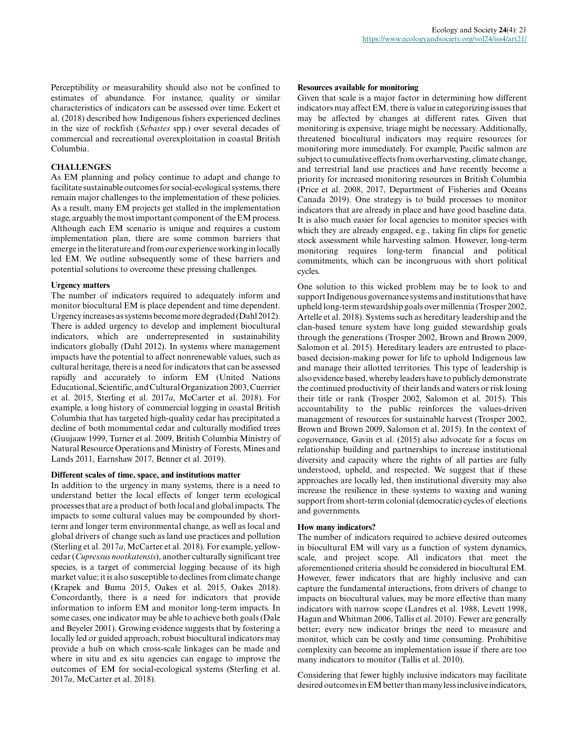Perceptibility or measurability should also not be confined to estimates of abundance. For instance, quality or similar characteristics of indicators can be assessed over time. Eckert et al. (2018) described how Indigenous fishers experienced declines in the size of rockfish (*Sebastes* spp.) over several decades of commercial and recreational overexploitation in coastal British Columbia.

## CHALLENGES

As EM planning and policy continue to adapt and change to facilitate sustainable outcomes for social-ecological systems, there remain major challenges to the implementation of these policies. As a result, many EM projects get stalled in the implementation stage, arguably the most important component of the EM process. Although each EM scenario is unique and requires a custom implementation plan, there are some common barriers that emerge in the literature and from our experience working in locally led EM. We outline subsequently some of these barriers and potential solutions to overcome these pressing challenges.

### Urgency matters

The number of indicators required to adequately inform and monitor biocultural EM is place dependent and time dependent. Urgency increases as systems become more degraded (Dahl 2012). There is added urgency to develop and implement biocultural indicators, which are underrepresented in sustainability indicators globally (Dahl 2012). In systems where management impacts have the potential to affect nonrenewable values, such as cultural heritage, there is a need for indicators that can be assessed rapidly and accurately to inform EM (United Nations Educational, Scientific, and Cultural Organization 2003, Cuerrier et al. 2015, Sterling et al. 2017*a*, McCarter et al. 2018). For example, a long history of commercial logging in coastal British Columbia that has targeted high-quality cedar has precipitated a decline of both monumental cedar and culturally modified trees (Guujaaw 1999, Turner et al. 2009, British Columbia Ministry of Natural Resource Operations and Ministry of Forests, Mines and Lands 2011, Earnshaw 2017, Benner et al. 2019).

### Different scales of time, space, and institutions matter

In addition to the urgency in many systems, there is a need to understand better the local effects of longer term ecological processes that are a product of both local and global impacts. The impacts to some cultural values may be compounded by short-term and longer term environmental change, as well as local and global drivers of change such as land use practices and pollution (Sterling et al. 2017*a*, McCarter et al. 2018). For example, yellow-cedar (*Cupressus nootkatensis*), another culturally significant tree species, is a target of commercial logging because of its high market value; it is also susceptible to declines from climate change (Krapek and Buma 2015, Oakes et al. 2015, Oakes 2018). Concordantly, there is a need for indicators that provide information to inform EM and monitor long-term impacts. In some cases, one indicator may be able to achieve both goals (Dale and Beyeler 2001). Growing evidence suggests that by fostering a locally led or guided approach, robust biocultural indicators may provide a hub on which cross-scale linkages can be made and where in situ and ex situ agencies can engage to improve the outcomes of EM for social-ecological systems (Sterling et al. 2017*a*, McCarter et al. 2018).

### Resources available for monitoring

Given that scale is a major factor in determining how different indicators may affect EM, there is value in categorizing issues that may be affected by changes at different rates. Given that monitoring is expensive, triage might be necessary. Additionally, threatened biocultural indicators may require resources for monitoring more immediately. For example, Pacific salmon are subject to cumulative effects from overharvesting, climate change, and terrestrial land use practices and have recently become a priority for increased monitoring resources in British Columbia (Price et al. 2008, 2017, Department of Fisheries and Oceans Canada 2019). One strategy is to build processes to monitor indicators that are already in place and have good baseline data. It is also much easier for local agencies to monitor species with which they are already engaged, e.g., taking fin clips for genetic stock assessment while harvesting salmon. However, long-term monitoring requires long-term financial and political commitments, which can be incongruous with short political cycles.

One solution to this wicked problem may be to look to and support Indigenous governance systems and institutions that have upheld long-term stewardship goals over millennia (Trosper 2002, Artelle et al. 2018). Systems such as hereditary leadership and the clan-based tenure system have long guided stewardship goals through the generations (Trosper 2002, Brown and Brown 2009, Salomon et al. 2015). Hereditary leaders are entrusted to place-based decision-making power for life to uphold Indigenous law and manage their allotted territories. This type of leadership is also evidence based, whereby leaders have to publicly demonstrate the continued productivity of their lands and waters or risk losing their title or rank (Trosper 2002, Salomon et al. 2015). This accountability to the public reinforces the values-driven management of resources for sustainable harvest (Trosper 2002, Brown and Brown 2009, Salomon et al. 2015). In the context of cogovernance, Gavin et al. (2015) also advocate for a focus on relationship building and partnerships to increase institutional diversity and capacity where the rights of all parties are fully understood, upheld, and respected. We suggest that if these approaches are locally led, then institutional diversity may also increase the resilience in these systems to waxing and waning support from short-term colonial (democratic) cycles of elections and governments.

### How many indicators?

The number of indicators required to achieve desired outcomes in biocultural EM will vary as a function of system dynamics, scale, and project scope. All indicators that meet the aforementioned criteria should be considered in biocultural EM. However, fewer indicators that are highly inclusive and can capture the fundamental interactions, from drivers of change to impacts on biocultural values, may be more effective than many indicators with narrow scope (Landres et al. 1988, Levett 1998, Hagan and Whitman 2006, Tallis et al. 2010). Fewer are generally better; every new indicator brings the need to measure and monitor, which can be costly and time consuming. Prohibitive complexity can become an implementation issue if there are too many indicators to monitor (Tallis et al. 2010).

Considering that fewer highly inclusive indicators may facilitate desired outcomes in EM better than many less inclusive indicators,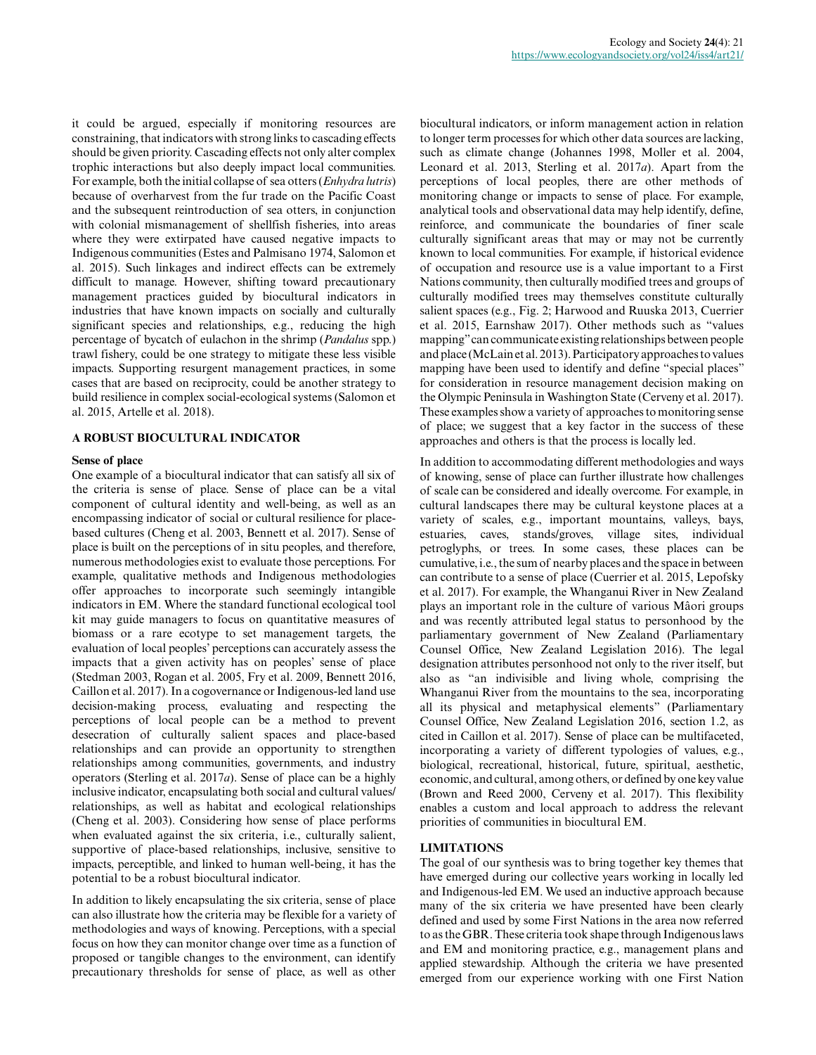it could be argued, especially if monitoring resources are constraining, that indicators with strong links to cascading effects should be given priority. Cascading effects not only alter complex trophic interactions but also deeply impact local communities. For example, both the initial collapse of sea otters (*Enhydra lutris*) because of overharvest from the fur trade on the Pacific Coast and the subsequent reintroduction of sea otters, in conjunction with colonial mismanagement of shellfish fisheries, into areas where they were extirpated have caused negative impacts to Indigenous communities (Estes and Palmisano 1974, Salomon et al. 2015). Such linkages and indirect effects can be extremely difficult to manage. However, shifting toward precautionary management practices guided by biocultural indicators in industries that have known impacts on socially and culturally significant species and relationships, e.g., reducing the high percentage of bycatch of eulachon in the shrimp (*Pandalus* spp.) trawl fishery, could be one strategy to mitigate these less visible impacts. Supporting resurgent management practices, in some cases that are based on reciprocity, could be another strategy to build resilience in complex social-ecological systems (Salomon et al. 2015, Artelle et al. 2018).

## A ROBUST BIOCULTURAL INDICATOR

### Sense of place

One example of a biocultural indicator that can satisfy all six of the criteria is sense of place. Sense of place can be a vital component of cultural identity and well-being, as well as an encompassing indicator of social or cultural resilience for place-based cultures (Cheng et al. 2003, Bennett et al. 2017). Sense of place is built on the perceptions of in situ peoples, and therefore, numerous methodologies exist to evaluate those perceptions. For example, qualitative methods and Indigenous methodologies offer approaches to incorporate such seemingly intangible indicators in EM. Where the standard functional ecological tool kit may guide managers to focus on quantitative measures of biomass or a rare ecotype to set management targets, the evaluation of local peoples' perceptions can accurately assess the impacts that a given activity has on peoples' sense of place (Stedman 2003, Rogan et al. 2005, Fry et al. 2009, Bennett 2016, Caillon et al. 2017). In a cogovernance or Indigenous-led land use decision-making process, evaluating and respecting the perceptions of local people can be a method to prevent desecration of culturally salient spaces and place-based relationships and can provide an opportunity to strengthen relationships among communities, governments, and industry operators (Sterling et al. 2017*a*). Sense of place can be a highly inclusive indicator, encapsulating both social and cultural values/relationships, as well as habitat and ecological relationships (Cheng et al. 2003). Considering how sense of place performs when evaluated against the six criteria, i.e., culturally salient, supportive of place-based relationships, inclusive, sensitive to impacts, perceptible, and linked to human well-being, it has the potential to be a robust biocultural indicator.

In addition to likely encapsulating the six criteria, sense of place can also illustrate how the criteria may be flexible for a variety of methodologies and ways of knowing. Perceptions, with a special focus on how they can monitor change over time as a function of proposed or tangible changes to the environment, can identify precautionary thresholds for sense of place, as well as other biocultural indicators, or inform management action in relation to longer term processes for which other data sources are lacking, such as climate change (Johannes 1998, Moller et al. 2004, Leonard et al. 2013, Sterling et al. 2017*a*). Apart from the perceptions of local peoples, there are other methods of monitoring change or impacts to sense of place. For example, analytical tools and observational data may help identify, define, reinforce, and communicate the boundaries of finer scale culturally significant areas that may or may not be currently known to local communities. For example, if historical evidence of occupation and resource use is a value important to a First Nations community, then culturally modified trees and groups of culturally modified trees may themselves constitute culturally salient spaces (e.g., Fig. 2; Harwood and Ruuska 2013, Cuerrier et al. 2015, Earnshaw 2017). Other methods such as "values mapping" can communicate existing relationships between people and place (McLain et al. 2013). Participatory approaches to values mapping have been used to identify and define "special places" for consideration in resource management decision making on the Olympic Peninsula in Washington State (Cerveny et al. 2017). These examples show a variety of approaches to monitoring sense of place; we suggest that a key factor in the success of these approaches and others is that the process is locally led.

In addition to accommodating different methodologies and ways of knowing, sense of place can further illustrate how challenges of scale can be considered and ideally overcome. For example, in cultural landscapes there may be cultural keystone places at a variety of scales, e.g., important mountains, valleys, bays, estuaries, caves, stands/groves, village sites, individual petroglyphs, or trees. In some cases, these places can be cumulative, i.e., the sum of nearby places and the space in between can contribute to a sense of place (Cuerrier et al. 2015, Lepofsky et al. 2017). For example, the Whanganui River in New Zealand plays an important role in the culture of various Māori groups and was recently attributed legal status to personhood by the parliamentary government of New Zealand (Parliamentary Counsel Office, New Zealand Legislation 2016). The legal designation attributes personhood not only to the river itself, but also as "an indivisible and living whole, comprising the Whanganui River from the mountains to the sea, incorporating all its physical and metaphysical elements" (Parliamentary Counsel Office, New Zealand Legislation 2016, section 1.2, as cited in Caillon et al. 2017). Sense of place can be multifaceted, incorporating a variety of different typologies of values, e.g., biological, recreational, historical, future, spiritual, aesthetic, economic, and cultural, among others, or defined by one key value (Brown and Reed 2000, Cerveny et al. 2017). This flexibility enables a custom and local approach to address the relevant priorities of communities in biocultural EM.

## LIMITATIONS

The goal of our synthesis was to bring together key themes that have emerged during our collective years working in locally led and Indigenous-led EM. We used an inductive approach because many of the six criteria we have presented have been clearly defined and used by some First Nations in the area now referred to as the GBR. These criteria took shape through Indigenous laws and EM and monitoring practice, e.g., management plans and applied stewardship. Although the criteria we have presented emerged from our experience working with one First Nation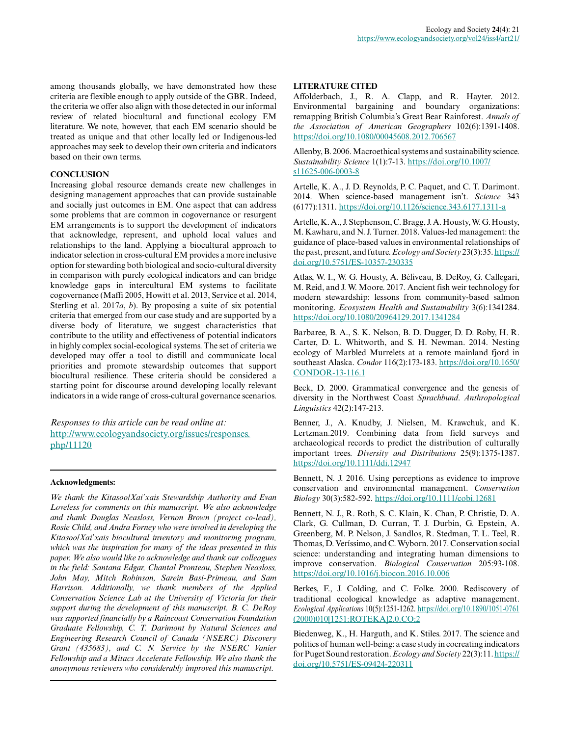among thousands globally, we have demonstrated how these criteria are flexible enough to apply outside of the GBR. Indeed, the criteria we offer also align with those detected in our informal review of related biocultural and functional ecology EM literature. We note, however, that each EM scenario should be treated as unique and that other locally led or Indigenous-led approaches may seek to develop their own criteria and indicators based on their own terms.

## CONCLUSION

Increasing global resource demands create new challenges in designing management approaches that can provide sustainable and socially just outcomes in EM. One aspect that can address some problems that are common in cogovernance or resurgent EM arrangements is to support the development of indicators that acknowledge, represent, and uphold local values and relationships to the land. Applying a biocultural approach to indicator selection in cross-cultural EM provides a more inclusive option for stewarding both biological and socio-cultural diversity in comparison with purely ecological indicators and can bridge knowledge gaps in intercultural EM systems to facilitate cogovernance (Maffi 2005, Howitt et al. 2013, Service et al. 2014, Sterling et al. 2017*a*, *b*). By proposing a suite of six potential criteria that emerged from our case study and are supported by a diverse body of literature, we suggest characteristics that contribute to the utility and effectiveness of potential indicators in highly complex social-ecological systems. The set of criteria we developed may offer a tool to distill and communicate local priorities and promote stewardship outcomes that support biocultural resilience. These criteria should be considered a starting point for discourse around developing locally relevant indicators in a wide range of cross-cultural governance scenarios.

*Responses to this article can be read online at:*
http://www.ecologyandsociety.org/issues/responses.php/11120

**Acknowledgments:**

*We thank the Kitasoo/Xai'xais Stewardship Authority and Evan Loveless for comments on this manuscript. We also acknowledge and thank Douglas Neasloss, Vernon Brown (project co-lead), Rosie Child, and Andra Forney who were involved in developing the Kitasoo/Xai'xais biocultural inventory and monitoring program, which was the inspiration for many of the ideas presented in this paper. We also would like to acknowledge and thank our colleagues in the field: Santana Edgar, Chantal Pronteau, Stephen Neasloss, John May, Mitch Robinson, Sarein Basi-Primeau, and Sam Harrison. Additionally, we thank members of the Applied Conservation Science Lab at the University of Victoria for their support during the development of this manuscript. B. C. DeRoy was supported financially by a Raincoast Conservation Foundation Graduate Fellowship, C. T. Darimont by Natural Sciences and Engineering Research Council of Canada (NSERC) Discovery Grant (435683), and C. N. Service by the NSERC Vanier Fellowship and a Mitacs Accelerate Fellowship. We also thank the anonymous reviewers who considerably improved this manuscript.*

## LITERATURE CITED

Affolderbach, J., R. A. Clapp, and R. Hayter. 2012. Environmental bargaining and boundary organizations: remapping British Columbia's Great Bear Rainforest. *Annals of the Association of American Geographers* 102(6):1391-1408. https://doi.org/10.1080/00045608.2012.706567

Allenby, B. 2006. Macroethical systems and sustainability science. *Sustainability Science* 1(1):7-13. https://doi.org/10.1007/s11625-006-0003-8

Artelle, K. A., J. D. Reynolds, P. C. Paquet, and C. T. Darimont. 2014. When science-based management isn't. *Science* 343 (6177):1311. https://doi.org/10.1126/science.343.6177.1311-a

Artelle, K. A., J. Stephenson, C. Bragg, J. A. Housty, W. G. Housty, M. Kawharu, and N. J. Turner. 2018. Values-led management: the guidance of place-based values in environmental relationships of the past, present, and future. *Ecology and Society* 23(3):35. https://doi.org/10.5751/ES-10357-230335

Atlas, W. I., W. G. Housty, A. Béliveau, B. DeRoy, G. Callegari, M. Reid, and J. W. Moore. 2017. Ancient fish weir technology for modern stewardship: lessons from community-based salmon monitoring. *Ecosystem Health and Sustainability* 3(6):1341284. https://doi.org/10.1080/20964129.2017.1341284

Barbaree, B. A., S. K. Nelson, B. D. Dugger, D. D. Roby, H. R. Carter, D. L. Whitworth, and S. H. Newman. 2014. Nesting ecology of Marbled Murrelets at a remote mainland fjord in southeast Alaska. *Condor* 116(2):173-183. https://doi.org/10.1650/CONDOR-13-116.1

Beck, D. 2000. Grammatical convergence and the genesis of diversity in the Northwest Coast *Sprachbund*. *Anthropological Linguistics* 42(2):147-213.

Benner, J., A. Knudby, J. Nielsen, M. Krawchuk, and K. Lertzman.2019. Combining data from field surveys and archaeological records to predict the distribution of culturally important trees. *Diversity and Distributions* 25(9):1375-1387. https://doi.org/10.1111/ddi.12947

Bennett, N. J. 2016. Using perceptions as evidence to improve conservation and environmental management. *Conservation Biology* 30(3):582-592. https://doi.org/10.1111/cobi.12681

Bennett, N. J., R. Roth, S. C. Klain, K. Chan, P. Christie, D. A. Clark, G. Cullman, D. Curran, T. J. Durbin, G. Epstein, A. Greenberg, M. P. Nelson, J. Sandlos, R. Stedman, T. L. Teel, R. Thomas, D. Veríssimo, and C. Wyborn. 2017. Conservation social science: understanding and integrating human dimensions to improve conservation. *Biological Conservation* 205:93-108. https://doi.org/10.1016/j.biocon.2016.10.006

Berkes, F., J. Colding, and C. Folke. 2000. Rediscovery of traditional ecological knowledge as adaptive management. *Ecological Applications* 10(5):1251-1262. https://doi.org/10.1890/1051-0761(2000)010[1251:ROTEKA]2.0.CO;2

Biedenweg, K., H. Harguth, and K. Stiles. 2017. The science and politics of human well-being: a case study in cocreating indicators for Puget Sound restoration. *Ecology and Society* 22(3):11. https://doi.org/10.5751/ES-09424-220311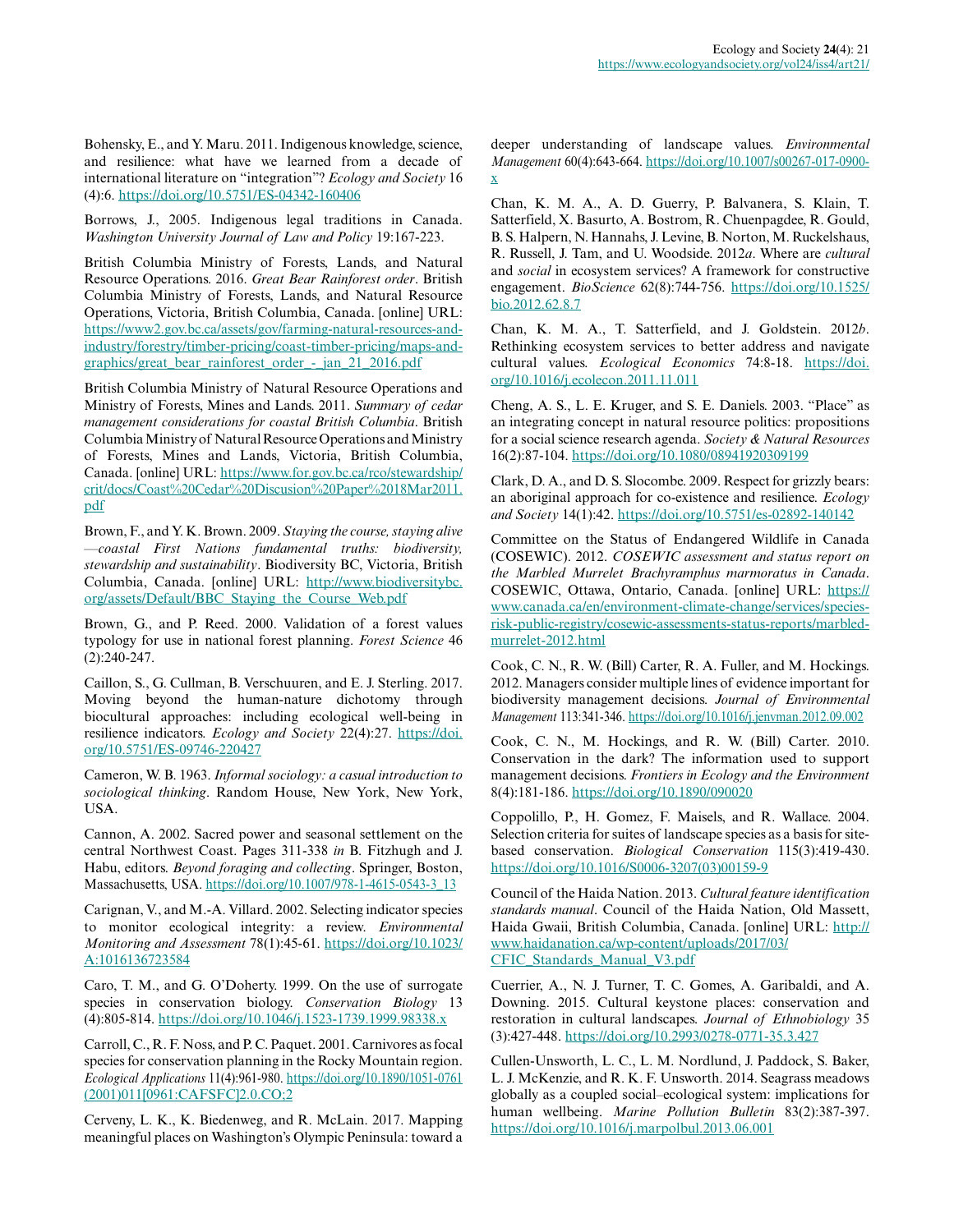Bohensky, E., and Y. Maru. 2011. Indigenous knowledge, science, and resilience: what have we learned from a decade of international literature on "integration"? *Ecology and Society* 16 (4):6. https://doi.org/10.5751/ES-04342-160406

Borrows, J., 2005. Indigenous legal traditions in Canada. *Washington University Journal of Law and Policy* 19:167-223.

British Columbia Ministry of Forests, Lands, and Natural Resource Operations. 2016. *Great Bear Rainforest order*. British Columbia Ministry of Forests, Lands, and Natural Resource Operations, Victoria, British Columbia, Canada. [online] URL: https://www2.gov.bc.ca/assets/gov/farming-natural-resources-and-industry/forestry/timber-pricing/coast-timber-pricing/maps-and-graphics/great_bear_rainforest_order_-_jan_21_2016.pdf

British Columbia Ministry of Natural Resource Operations and Ministry of Forests, Mines and Lands. 2011. *Summary of cedar management considerations for coastal British Columbia*. British Columbia Ministry of Natural Resource Operations and Ministry of Forests, Mines and Lands, Victoria, British Columbia, Canada. [online] URL: https://www.for.gov.bc.ca/rco/stewardship/crit/docs/Coast%20Cedar%20Discusion%20Paper%2018Mar2011.pdf

Brown, F., and Y. K. Brown. 2009. *Staying the course, staying alive—coastal First Nations fundamental truths: biodiversity, stewardship and sustainability*. Biodiversity BC, Victoria, British Columbia, Canada. [online] URL: http://www.biodiversitybc.org/assets/Default/BBC_Staying_the_Course_Web.pdf

Brown, G., and P. Reed. 2000. Validation of a forest values typology for use in national forest planning. *Forest Science* 46 (2):240-247.

Caillon, S., G. Cullman, B. Verschuuren, and E. J. Sterling. 2017. Moving beyond the human-nature dichotomy through biocultural approaches: including ecological well-being in resilience indicators. *Ecology and Society* 22(4):27. https://doi.org/10.5751/ES-09746-220427

Cameron, W. B. 1963. *Informal sociology: a casual introduction to sociological thinking*. Random House, New York, New York, USA.

Cannon, A. 2002. Sacred power and seasonal settlement on the central Northwest Coast. Pages 311-338 *in* B. Fitzhugh and J. Habu, editors. *Beyond foraging and collecting*. Springer, Boston, Massachusetts, USA. https://doi.org/10.1007/978-1-4615-0543-3_13

Carignan, V., and M.-A. Villard. 2002. Selecting indicator species to monitor ecological integrity: a review. *Environmental Monitoring and Assessment* 78(1):45-61. https://doi.org/10.1023/A:1016136723584

Caro, T. M., and G. O'Doherty. 1999. On the use of surrogate species in conservation biology. *Conservation Biology* 13 (4):805-814. https://doi.org/10.1046/j.1523-1739.1999.98338.x

Carroll, C., R. F. Noss, and P. C. Paquet. 2001. Carnivores as focal species for conservation planning in the Rocky Mountain region. *Ecological Applications* 11(4):961-980. https://doi.org/10.1890/1051-0761(2001)011[0961:CAFSFC]2.0.CO;2

Cerveny, L. K., K. Biedenweg, and R. McLain. 2017. Mapping meaningful places on Washington's Olympic Peninsula: toward a deeper understanding of landscape values. *Environmental Management* 60(4):643-664. https://doi.org/10.1007/s00267-017-0900-x

Chan, K. M. A., A. D. Guerry, P. Balvanera, S. Klain, T. Satterfield, X. Basurto, A. Bostrom, R. Chuenpagdee, R. Gould, B. S. Halpern, N. Hannahs, J. Levine, B. Norton, M. Ruckelshaus, R. Russell, J. Tam, and U. Woodside. 2012*a*. Where are *cultural* and *social* in ecosystem services? A framework for constructive engagement. *BioScience* 62(8):744-756. https://doi.org/10.1525/bio.2012.62.8.7

Chan, K. M. A., T. Satterfield, and J. Goldstein. 2012*b*. Rethinking ecosystem services to better address and navigate cultural values. *Ecological Economics* 74:8-18. https://doi.org/10.1016/j.ecolecon.2011.11.011

Cheng, A. S., L. E. Kruger, and S. E. Daniels. 2003. "Place" as an integrating concept in natural resource politics: propositions for a social science research agenda. *Society & Natural Resources* 16(2):87-104. https://doi.org/10.1080/08941920309199

Clark, D. A., and D. S. Slocombe. 2009. Respect for grizzly bears: an aboriginal approach for co-existence and resilience. *Ecology and Society* 14(1):42. https://doi.org/10.5751/es-02892-140142

Committee on the Status of Endangered Wildlife in Canada (COSEWIC). 2012. *COSEWIC assessment and status report on the Marbled Murrelet Brachyramphus marmoratus in Canada*. COSEWIC, Ottawa, Ontario, Canada. [online] URL: https://www.canada.ca/en/environment-climate-change/services/species-risk-public-registry/cosewic-assessments-status-reports/marbled-murrelet-2012.html

Cook, C. N., R. W. (Bill) Carter, R. A. Fuller, and M. Hockings. 2012. Managers consider multiple lines of evidence important for biodiversity management decisions. *Journal of Environmental Management* 113:341-346. https://doi.org/10.1016/j.jenvman.2012.09.002

Cook, C. N., M. Hockings, and R. W. (Bill) Carter. 2010. Conservation in the dark? The information used to support management decisions. *Frontiers in Ecology and the Environment* 8(4):181-186. https://doi.org/10.1890/090020

Coppolillo, P., H. Gomez, F. Maisels, and R. Wallace. 2004. Selection criteria for suites of landscape species as a basis for site-based conservation. *Biological Conservation* 115(3):419-430. https://doi.org/10.1016/S0006-3207(03)00159-9

Council of the Haida Nation. 2013. *Cultural feature identification standards manual*. Council of the Haida Nation, Old Massett, Haida Gwaii, British Columbia, Canada. [online] URL: http://www.haidanation.ca/wp-content/uploads/2017/03/CFIC_Standards_Manual_V3.pdf

Cuerrier, A., N. J. Turner, T. C. Gomes, A. Garibaldi, and A. Downing. 2015. Cultural keystone places: conservation and restoration in cultural landscapes. *Journal of Ethnobiology* 35 (3):427-448. https://doi.org/10.2993/0278-0771-35.3.427

Cullen-Unsworth, L. C., L. M. Nordlund, J. Paddock, S. Baker, L. J. McKenzie, and R. K. F. Unsworth. 2014. Seagrass meadows globally as a coupled social–ecological system: implications for human wellbeing. *Marine Pollution Bulletin* 83(2):387-397. https://doi.org/10.1016/j.marpolbul.2013.06.001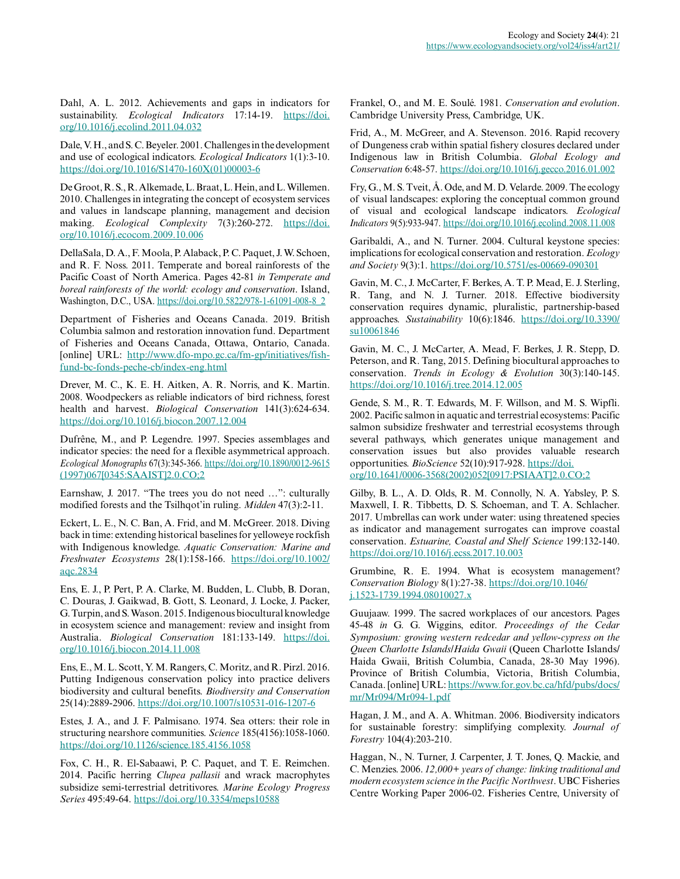Dahl, A. L. 2012. Achievements and gaps in indicators for sustainability. *Ecological Indicators* 17:14-19. https://doi.org/10.1016/j.ecolind.2011.04.032

Dale, V. H., and S. C. Beyeler. 2001. Challenges in the development and use of ecological indicators. *Ecological Indicators* 1(1):3-10. https://doi.org/10.1016/S1470-160X(01)00003-6

De Groot, R. S., R. Alkemade, L. Braat, L. Hein, and L. Willemen. 2010. Challenges in integrating the concept of ecosystem services and values in landscape planning, management and decision making. *Ecological Complexity* 7(3):260-272. https://doi.org/10.1016/j.ecocom.2009.10.006

DellaSala, D. A., F. Moola, P. Alaback, P. C. Paquet, J. W. Schoen, and R. F. Noss. 2011. Temperate and boreal rainforests of the Pacific Coast of North America. Pages 42-81 *in Temperate and boreal rainforests of the world: ecology and conservation*. Island, Washington, D.C., USA. https://doi.org/10.5822/978-1-61091-008-8_2

Department of Fisheries and Oceans Canada. 2019. British Columbia salmon and restoration innovation fund. Department of Fisheries and Oceans Canada, Ottawa, Ontario, Canada. [online] URL: http://www.dfo-mpo.gc.ca/fm-gp/initiatives/fish-fund-bc-fonds-peche-cb/index-eng.html

Drever, M. C., K. E. H. Aitken, A. R. Norris, and K. Martin. 2008. Woodpeckers as reliable indicators of bird richness, forest health and harvest. *Biological Conservation* 141(3):624-634. https://doi.org/10.1016/j.biocon.2007.12.004

Dufrêne, M., and P. Legendre. 1997. Species assemblages and indicator species: the need for a flexible asymmetrical approach. *Ecological Monographs* 67(3):345-366. https://doi.org/10.1890/0012-9615(1997)067[0345:SAAIST]2.0.CO;2

Earnshaw, J. 2017. "The trees you do not need …": culturally modified forests and the Tsilhqot'in ruling. *Midden* 47(3):2-11.

Eckert, L. E., N. C. Ban, A. Frid, and M. McGreer. 2018. Diving back in time: extending historical baselines for yelloweye rockfish with Indigenous knowledge. *Aquatic Conservation: Marine and Freshwater Ecosystems* 28(1):158-166. https://doi.org/10.1002/aqc.2834

Ens, E. J., P. Pert, P. A. Clarke, M. Budden, L. Clubb, B. Doran, C. Douras, J. Gaikwad, B. Gott, S. Leonard, J. Locke, J. Packer, G. Turpin, and S. Wason. 2015. Indigenous biocultural knowledge in ecosystem science and management: review and insight from Australia. *Biological Conservation* 181:133-149. https://doi.org/10.1016/j.biocon.2014.11.008

Ens, E., M. L. Scott, Y. M. Rangers, C. Moritz, and R. Pirzl. 2016. Putting Indigenous conservation policy into practice delivers biodiversity and cultural benefits. *Biodiversity and Conservation* 25(14):2889-2906. https://doi.org/10.1007/s10531-016-1207-6

Estes, J. A., and J. F. Palmisano. 1974. Sea otters: their role in structuring nearshore communities. *Science* 185(4156):1058-1060. https://doi.org/10.1126/science.185.4156.1058

Fox, C. H., R. El-Sabaawi, P. C. Paquet, and T. E. Reimchen. 2014. Pacific herring *Clupea pallasii* and wrack macrophytes subsidize semi-terrestrial detritivores. *Marine Ecology Progress Series* 495:49-64. https://doi.org/10.3354/meps10588

Frankel, O., and M. E. Soulé. 1981. *Conservation and evolution*. Cambridge University Press, Cambridge, UK.

Frid, A., M. McGreer, and A. Stevenson. 2016. Rapid recovery of Dungeness crab within spatial fishery closures declared under Indigenous law in British Columbia. *Global Ecology and Conservation* 6:48-57. https://doi.org/10.1016/j.gecco.2016.01.002

Fry, G., M. S. Tveit, Å. Ode, and M. D. Velarde. 2009. The ecology of visual landscapes: exploring the conceptual common ground of visual and ecological landscape indicators. *Ecological Indicators* 9(5):933-947. https://doi.org/10.1016/j.ecolind.2008.11.008

Garibaldi, A., and N. Turner. 2004. Cultural keystone species: implications for ecological conservation and restoration. *Ecology and Society* 9(3):1. https://doi.org/10.5751/es-00669-090301

Gavin, M. C., J. McCarter, F. Berkes, A. T. P. Mead, E. J. Sterling, R. Tang, and N. J. Turner. 2018. Effective biodiversity conservation requires dynamic, pluralistic, partnership-based approaches. *Sustainability* 10(6):1846. https://doi.org/10.3390/su10061846

Gavin, M. C., J. McCarter, A. Mead, F. Berkes, J. R. Stepp, D. Peterson, and R. Tang, 2015. Defining biocultural approaches to conservation. *Trends in Ecology & Evolution* 30(3):140-145. https://doi.org/10.1016/j.tree.2014.12.005

Gende, S. M., R. T. Edwards, M. F. Willson, and M. S. Wipfli. 2002. Pacific salmon in aquatic and terrestrial ecosystems: Pacific salmon subsidize freshwater and terrestrial ecosystems through several pathways, which generates unique management and conservation issues but also provides valuable research opportunities. *BioScience* 52(10):917-928. https://doi.org/10.1641/0006-3568(2002)052[0917:PSIAAT]2.0.CO;2

Gilby, B. L., A. D. Olds, R. M. Connolly, N. A. Yabsley, P. S. Maxwell, I. R. Tibbetts, D. S. Schoeman, and T. A. Schlacher. 2017. Umbrellas can work under water: using threatened species as indicator and management surrogates can improve coastal conservation. *Estuarine, Coastal and Shelf Science* 199:132-140. https://doi.org/10.1016/j.ecss.2017.10.003

Grumbine, R. E. 1994. What is ecosystem management? *Conservation Biology* 8(1):27-38. https://doi.org/10.1046/j.1523-1739.1994.08010027.x

Guujaaw. 1999. The sacred workplaces of our ancestors. Pages 45-48 *in* G. G. Wiggins, editor. *Proceedings of the Cedar Symposium: growing western redcedar and yellow-cypress on the Queen Charlotte Islands/Haida Gwaii* (Queen Charlotte Islands/Haida Gwaii, British Columbia, Canada, 28-30 May 1996). Province of British Columbia, Victoria, British Columbia, Canada. [online] URL: https://www.for.gov.bc.ca/hfd/pubs/docs/mr/Mr094/Mr094-1.pdf

Hagan, J. M., and A. A. Whitman. 2006. Biodiversity indicators for sustainable forestry: simplifying complexity. *Journal of Forestry* 104(4):203-210.

Haggan, N., N. Turner, J. Carpenter, J. T. Jones, Q. Mackie, and C. Menzies. 2006. *12,000+ years of change: linking traditional and modern ecosystem science in the Pacific Northwest*. UBC Fisheries Centre Working Paper 2006-02. Fisheries Centre, University of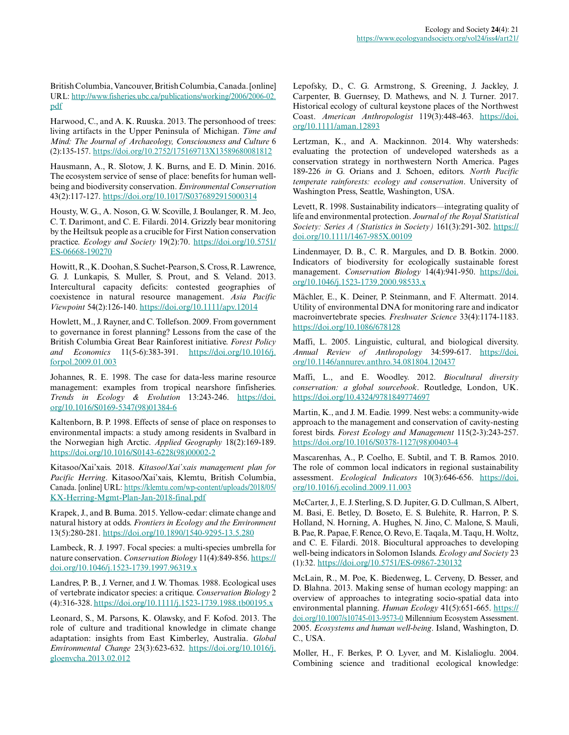British Columbia, Vancouver, British Columbia, Canada. [online] URL: http://www.fisheries.ubc.ca/publications/working/2006/2006-02.pdf

Harwood, C., and A. K. Ruuska. 2013. The personhood of trees: living artifacts in the Upper Peninsula of Michigan. *Time and Mind: The Journal of Archaeology, Consciousness and Culture* 6 (2):135-157. https://doi.org/10.2752/175169713X13589680081812

Hausmann, A., R. Slotow, J. K. Burns, and E. D. Minin. 2016. The ecosystem service of sense of place: benefits for human well-being and biodiversity conservation. *Environmental Conservation* 43(2):117-127. https://doi.org/10.1017/S0376892915000314

Housty, W. G., A. Noson, G. W. Scoville, J. Boulanger, R. M. Jeo, C. T. Darimont, and C. E. Filardi. 2014. Grizzly bear monitoring by the Heiltsuk people as a crucible for First Nation conservation practice. *Ecology and Society* 19(2):70. https://doi.org/10.5751/ES-06668-190270

Howitt, R., K. Doohan, S. Suchet-Pearson, S. Cross, R. Lawrence, G. J. Lunkapis, S. Muller, S. Prout, and S. Veland. 2013. Intercultural capacity deficits: contested geographies of coexistence in natural resource management. *Asia Pacific Viewpoint* 54(2):126-140. https://doi.org/10.1111/apv.12014

Howlett, M., J. Rayner, and C. Tollefson. 2009. From government to governance in forest planning? Lessons from the case of the British Columbia Great Bear Rainforest initiative. *Forest Policy and Economics* 11(5-6):383-391. https://doi.org/10.1016/j.forpol.2009.01.003

Johannes, R. E. 1998. The case for data-less marine resource management: examples from tropical nearshore finfisheries. *Trends in Ecology & Evolution* 13:243-246. https://doi.org/10.1016/S0169-5347(98)01384-6

Kaltenborn, B. P. 1998. Effects of sense of place on responses to environmental impacts: a study among residents in Svalbard in the Norwegian high Arctic. *Applied Geography* 18(2):169-189. https://doi.org/10.1016/S0143-6228(98)00002-2

Kitasoo/Xai'xais. 2018. *Kitasoo/Xai'xais management plan for Pacific Herring*. Kitasoo/Xai'xais, Klemtu, British Columbia, Canada. [online] URL: https://klemtu.com/wp-content/uploads/2018/05/KX-Herring-Mgmt-Plan-Jan-2018-final.pdf

Krapek, J., and B. Buma. 2015. Yellow-cedar: climate change and natural history at odds. *Frontiers in Ecology and the Environment* 13(5):280-281. https://doi.org/10.1890/1540-9295-13.5.280

Lambeck, R. J. 1997. Focal species: a multi-species umbrella for nature conservation. *Conservation Biology* 11(4):849-856. https://doi.org/10.1046/j.1523-1739.1997.96319.x

Landres, P. B., J. Verner, and J. W. Thomas. 1988. Ecological uses of vertebrate indicator species: a critique. *Conservation Biology* 2 (4):316-328. https://doi.org/10.1111/j.1523-1739.1988.tb00195.x

Leonard, S., M. Parsons, K. Olawsky, and F. Kofod. 2013. The role of culture and traditional knowledge in climate change adaptation: insights from East Kimberley, Australia. *Global Environmental Change* 23(3):623-632. https://doi.org/10.1016/j.gloenvcha.2013.02.012

Lepofsky, D., C. G. Armstrong, S. Greening, J. Jackley, J. Carpenter, B. Guernsey, D. Mathews, and N. J. Turner. 2017. Historical ecology of cultural keystone places of the Northwest Coast. *American Anthropologist* 119(3):448-463. https://doi.org/10.1111/aman.12893

Lertzman, K., and A. Mackinnon. 2014. Why watersheds: evaluating the protection of undeveloped watersheds as a conservation strategy in northwestern North America. Pages 189-226 *in* G. Orians and J. Schoen, editors. *North Pacific temperate rainforests: ecology and conservation*. University of Washington Press, Seattle, Washington, USA.

Levett, R. 1998. Sustainability indicators—integrating quality of life and environmental protection. *Journal of the Royal Statistical Society: Series A (Statistics in Society)* 161(3):291-302. https://doi.org/10.1111/1467-985X.00109

Lindenmayer, D. B., C. R. Margules, and D. B. Botkin. 2000. Indicators of biodiversity for ecologically sustainable forest management. *Conservation Biology* 14(4):941-950. https://doi.org/10.1046/j.1523-1739.2000.98533.x

Mächler, E., K. Deiner, P. Steinmann, and F. Altermatt. 2014. Utility of environmental DNA for monitoring rare and indicator macroinvertebrate species. *Freshwater Science* 33(4):1174-1183. https://doi.org/10.1086/678128

Maffi, L. 2005. Linguistic, cultural, and biological diversity. *Annual Review of Anthropology* 34:599-617. https://doi.org/10.1146/annurev.anthro.34.081804.120437

Maffi, L., and E. Woodley. 2012. *Biocultural diversity conservation: a global sourcebook*. Routledge, London, UK. https://doi.org/10.4324/9781849774697

Martin, K., and J. M. Eadie. 1999. Nest webs: a community-wide approach to the management and conservation of cavity-nesting forest birds. *Forest Ecology and Management* 115(2-3):243-257. https://doi.org/10.1016/S0378-1127(98)00403-4

Mascarenhas, A., P. Coelho, E. Subtil, and T. B. Ramos. 2010. The role of common local indicators in regional sustainability assessment. *Ecological Indicators* 10(3):646-656. https://doi.org/10.1016/j.ecolind.2009.11.003

McCarter, J., E. J. Sterling, S. D. Jupiter, G. D. Cullman, S. Albert, M. Basi, E. Betley, D. Boseto, E. S. Bulehite, R. Harron, P. S. Holland, N. Horning, A. Hughes, N. Jino, C. Malone, S. Mauli, B. Pae, R. Papae, F. Rence, O. Revo, E. Taqala, M. Taqu, H. Woltz, and C. E. Filardi. 2018. Biocultural approaches to developing well-being indicators in Solomon Islands. *Ecology and Society* 23 (1):32. https://doi.org/10.5751/ES-09867-230132

McLain, R., M. Poe, K. Biedenweg, L. Cerveny, D. Besser, and D. Blahna. 2013. Making sense of human ecology mapping: an overview of approaches to integrating socio-spatial data into environmental planning. *Human Ecology* 41(5):651-665. https://doi.org/10.1007/s10745-013-9573-0 Millennium Ecosystem Assessment. 2005. *Ecosystems and human well-being*. Island, Washington, D. C., USA.

Moller, H., F. Berkes, P. O. Lyver, and M. Kislalioglu. 2004. Combining science and traditional ecological knowledge: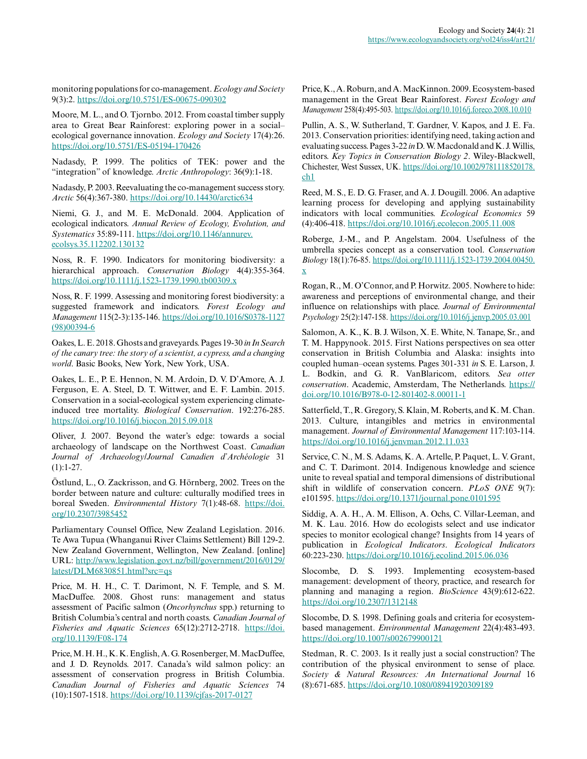monitoring populations for co-management. *Ecology and Society* 9(3):2. https://doi.org/10.5751/ES-00675-090302

Moore, M. L., and O. Tjornbo. 2012. From coastal timber supply area to Great Bear Rainforest: exploring power in a social–ecological governance innovation. *Ecology and Society* 17(4):26. https://doi.org/10.5751/ES-05194-170426

Nadasdy, P. 1999. The politics of TEK: power and the "integration" of knowledge. *Arctic Anthropology*: 36(9):1-18.

Nadasdy, P. 2003. Reevaluating the co-management success story. *Arctic* 56(4):367-380. https://doi.org/10.14430/arctic634

Niemi, G. J., and M. E. McDonald. 2004. Application of ecological indicators. *Annual Review of Ecology, Evolution, and Systematics* 35:89-111. https://doi.org/10.1146/annurev.ecolsys.35.112202.130132

Noss, R. F. 1990. Indicators for monitoring biodiversity: a hierarchical approach. *Conservation Biology* 4(4):355-364. https://doi.org/10.1111/j.1523-1739.1990.tb00309.x

Noss, R. F. 1999. Assessing and monitoring forest biodiversity: a suggested framework and indicators. *Forest Ecology and Management* 115(2-3):135-146. https://doi.org/10.1016/S0378-1127(98)00394-6

Oakes, L. E. 2018. Ghosts and graveyards. Pages 19-30 *in In Search of the canary tree: the story of a scientist, a cypress, and a changing world*. Basic Books, New York, New York, USA.

Oakes, L. E., P. E. Hennon, N. M. Ardoin, D. V. D'Amore, A. J. Ferguson, E. A. Steel, D. T. Wittwer, and E. F. Lambin. 2015. Conservation in a social-ecological system experiencing climate-induced tree mortality. *Biological Conservation*. 192:276-285. https://doi.org/10.1016/j.biocon.2015.09.018

Oliver, J. 2007. Beyond the water's edge: towards a social archaeology of landscape on the Northwest Coast. *Canadian Journal of Archaeology/Journal Canadien d'Archéologie* 31 (1):1-27.

Östlund, L., O. Zackrisson, and G. Hörnberg, 2002. Trees on the border between nature and culture: culturally modified trees in boreal Sweden. *Environmental History* 7(1):48-68. https://doi.org/10.2307/3985452

Parliamentary Counsel Office, New Zealand Legislation. 2016. Te Awa Tupua (Whanganui River Claims Settlement) Bill 129-2. New Zealand Government, Wellington, New Zealand. [online] URL: http://www.legislation.govt.nz/bill/government/2016/0129/latest/DLM6830851.html?src=qs

Price, M. H. H., C. T. Darimont, N. F. Temple, and S. M. MacDuffee. 2008. Ghost runs: management and status assessment of Pacific salmon (*Oncorhynchus* spp.) returning to British Columbia's central and north coasts. *Canadian Journal of Fisheries and Aquatic Sciences* 65(12):2712-2718. https://doi.org/10.1139/F08-174

Price, M. H. H., K. K. English, A. G. Rosenberger, M. MacDuffee, and J. D. Reynolds. 2017. Canada's wild salmon policy: an assessment of conservation progress in British Columbia. *Canadian Journal of Fisheries and Aquatic Sciences* 74 (10):1507-1518. https://doi.org/10.1139/cjfas-2017-0127

Price, K., A. Roburn, and A. MacKinnon. 2009. Ecosystem-based management in the Great Bear Rainforest. *Forest Ecology and Management* 258(4):495-503. https://doi.org/10.1016/j.foreco.2008.10.010

Pullin, A. S., W. Sutherland, T. Gardner, V. Kapos, and J. E. Fa. 2013. Conservation priorities: identifying need, taking action and evaluating success. Pages 3-22 *in* D. W. Macdonald and K. J. Willis, editors. *Key Topics in Conservation Biology 2*. Wiley-Blackwell, Chichester, West Sussex, UK. https://doi.org/10.1002/9781118520178.ch1

Reed, M. S., E. D. G. Fraser, and A. J. Dougill. 2006. An adaptive learning process for developing and applying sustainability indicators with local communities. *Ecological Economics* 59 (4):406-418. https://doi.org/10.1016/j.ecolecon.2005.11.008

Roberge, J.-M., and P. Angelstam. 2004. Usefulness of the umbrella species concept as a conservation tool. *Conservation Biology* 18(1):76-85. https://doi.org/10.1111/j.1523-1739.2004.00450.x

Rogan, R., M. O'Connor, and P. Horwitz. 2005. Nowhere to hide: awareness and perceptions of environmental change, and their influence on relationships with place. *Journal of Environmental Psychology* 25(2):147-158. https://doi.org/10.1016/j.jenvp.2005.03.001

Salomon, A. K., K. B. J. Wilson, X. E. White, N. Tanape, Sr., and T. M. Happynook. 2015. First Nations perspectives on sea otter conservation in British Columbia and Alaska: insights into coupled human–ocean systems. Pages 301-331 *in* S. E. Larson, J. L. Bodkin, and G. R. VanBlaricom, editors. *Sea otter conservation*. Academic, Amsterdam, The Netherlands. https://doi.org/10.1016/B978-0-12-801402-8.00011-1

Satterfield, T., R. Gregory, S. Klain, M. Roberts, and K. M. Chan. 2013. Culture, intangibles and metrics in environmental management. *Journal of Environmental Management* 117:103-114. https://doi.org/10.1016/j.jenvman.2012.11.033

Service, C. N., M. S. Adams, K. A. Artelle, P. Paquet, L. V. Grant, and C. T. Darimont. 2014. Indigenous knowledge and science unite to reveal spatial and temporal dimensions of distributional shift in wildlife of conservation concern. *PLoS ONE* 9(7): e101595. https://doi.org/10.1371/journal.pone.0101595

Siddig, A. A. H., A. M. Ellison, A. Ochs, C. Villar-Leeman, and M. K. Lau. 2016. How do ecologists select and use indicator species to monitor ecological change? Insights from 14 years of publication in *Ecological Indicators*. *Ecological Indicators* 60:223-230. https://doi.org/10.1016/j.ecolind.2015.06.036

Slocombe, D. S. 1993. Implementing ecosystem-based management: development of theory, practice, and research for planning and managing a region. *BioScience* 43(9):612-622. https://doi.org/10.2307/1312148

Slocombe, D. S. 1998. Defining goals and criteria for ecosystem-based management. *Environmental Management* 22(4):483-493. https://doi.org/10.1007/s002679900121

Stedman, R. C. 2003. Is it really just a social construction? The contribution of the physical environment to sense of place. *Society & Natural Resources: An International Journal* 16 (8):671-685. https://doi.org/10.1080/08941920309189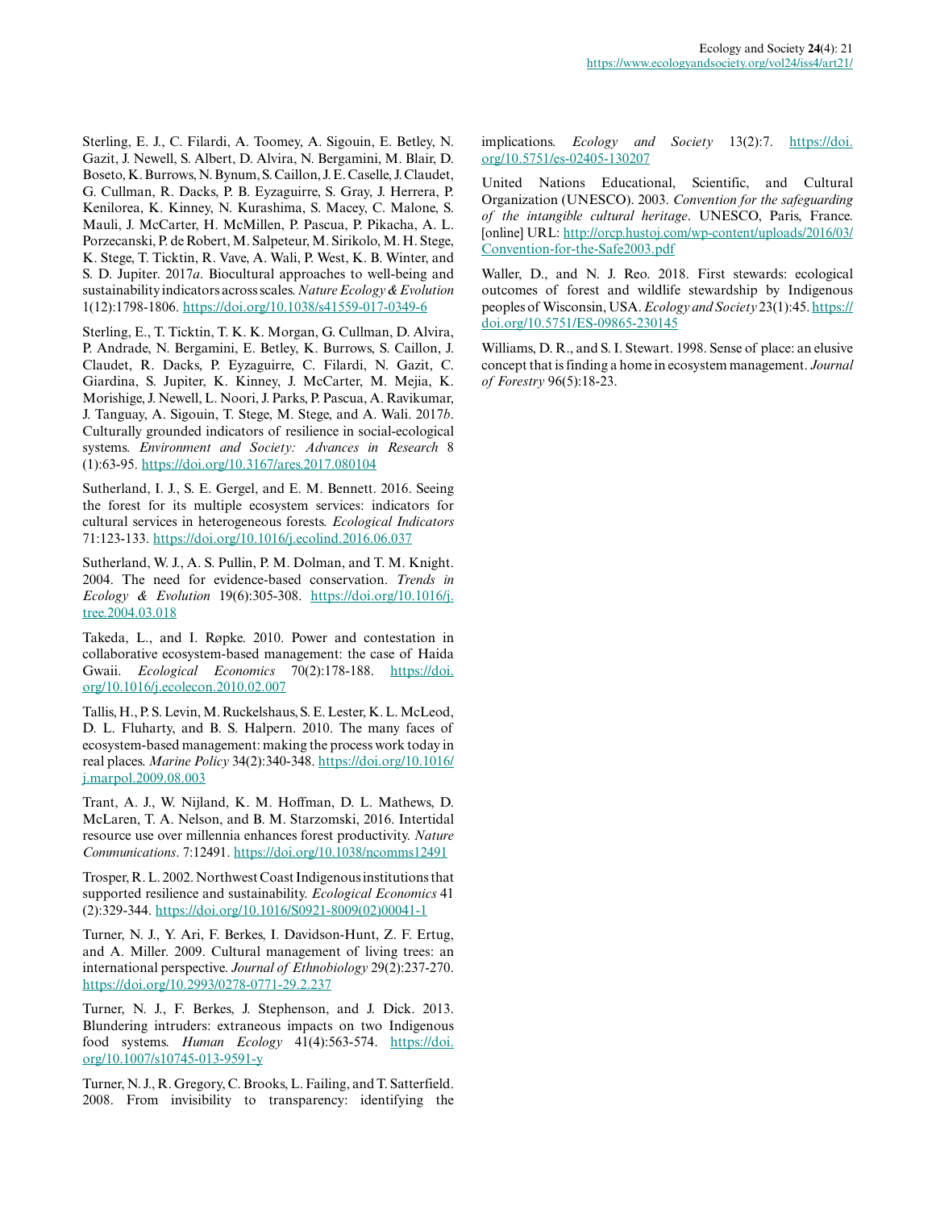Sterling, E. J., C. Filardi, A. Toomey, A. Sigouin, E. Betley, N. Gazit, J. Newell, S. Albert, D. Alvira, N. Bergamini, M. Blair, D. Boseto, K. Burrows, N. Bynum, S. Caillon, J. E. Caselle, J. Claudet, G. Cullman, R. Dacks, P. B. Eyzaguirre, S. Gray, J. Herrera, P. Kenilorea, K. Kinney, N. Kurashima, S. Macey, C. Malone, S. Mauli, J. McCarter, H. McMillen, P. Pascua, P. Pikacha, A. L. Porzecanski, P. de Robert, M. Salpeteur, M. Sirikolo, M. H. Stege, K. Stege, T. Ticktin, R. Vave, A. Wali, P. West, K. B. Winter, and S. D. Jupiter. 2017*a*. Biocultural approaches to well-being and sustainability indicators across scales. *Nature Ecology & Evolution* 1(12):1798-1806. https://doi.org/10.1038/s41559-017-0349-6

Sterling, E., T. Ticktin, T. K. K. Morgan, G. Cullman, D. Alvira, P. Andrade, N. Bergamini, E. Betley, K. Burrows, S. Caillon, J. Claudet, R. Dacks, P. Eyzaguirre, C. Filardi, N. Gazit, C. Giardina, S. Jupiter, K. Kinney, J. McCarter, M. Mejia, K. Morishige, J. Newell, L. Noori, J. Parks, P. Pascua, A. Ravikumar, J. Tanguay, A. Sigouin, T. Stege, M. Stege, and A. Wali. 2017*b*. Culturally grounded indicators of resilience in social-ecological systems. *Environment and Society: Advances in Research* 8 (1):63-95. https://doi.org/10.3167/ares.2017.080104

Sutherland, I. J., S. E. Gergel, and E. M. Bennett. 2016. Seeing the forest for its multiple ecosystem services: indicators for cultural services in heterogeneous forests. *Ecological Indicators* 71:123-133. https://doi.org/10.1016/j.ecolind.2016.06.037

Sutherland, W. J., A. S. Pullin, P. M. Dolman, and T. M. Knight. 2004. The need for evidence-based conservation. *Trends in Ecology & Evolution* 19(6):305-308. https://doi.org/10.1016/j.tree.2004.03.018

Takeda, L., and I. Røpke. 2010. Power and contestation in collaborative ecosystem-based management: the case of Haida Gwaii. *Ecological Economics* 70(2):178-188. https://doi.org/10.1016/j.ecolecon.2010.02.007

Tallis, H., P. S. Levin, M. Ruckelshaus, S. E. Lester, K. L. McLeod, D. L. Fluharty, and B. S. Halpern. 2010. The many faces of ecosystem-based management: making the process work today in real places. *Marine Policy* 34(2):340-348. https://doi.org/10.1016/j.marpol.2009.08.003

Trant, A. J., W. Nijland, K. M. Hoffman, D. L. Mathews, D. McLaren, T. A. Nelson, and B. M. Starzomski, 2016. Intertidal resource use over millennia enhances forest productivity. *Nature Communications*. 7:12491. https://doi.org/10.1038/ncomms12491

Trosper, R. L. 2002. Northwest Coast Indigenous institutions that supported resilience and sustainability. *Ecological Economics* 41 (2):329-344. https://doi.org/10.1016/S0921-8009(02)00041-1

Turner, N. J., Y. Ari, F. Berkes, I. Davidson-Hunt, Z. F. Ertug, and A. Miller. 2009. Cultural management of living trees: an international perspective. *Journal of Ethnobiology* 29(2):237-270. https://doi.org/10.2993/0278-0771-29.2.237

Turner, N. J., F. Berkes, J. Stephenson, and J. Dick. 2013. Blundering intruders: extraneous impacts on two Indigenous food systems. *Human Ecology* 41(4):563-574. https://doi.org/10.1007/s10745-013-9591-y

Turner, N. J., R. Gregory, C. Brooks, L. Failing, and T. Satterfield. 2008. From invisibility to transparency: identifying the implications. *Ecology and Society* 13(2):7. https://doi.org/10.5751/es-02405-130207

United Nations Educational, Scientific, and Cultural Organization (UNESCO). 2003. *Convention for the safeguarding of the intangible cultural heritage*. UNESCO, Paris, France. [online] URL: http://orcp.hustoj.com/wp-content/uploads/2016/03/Convention-for-the-Safe2003.pdf

Waller, D., and N. J. Reo. 2018. First stewards: ecological outcomes of forest and wildlife stewardship by Indigenous peoples of Wisconsin, USA. *Ecology and Society* 23(1):45. https://doi.org/10.5751/ES-09865-230145

Williams, D. R., and S. I. Stewart. 1998. Sense of place: an elusive concept that is finding a home in ecosystem management. *Journal of Forestry* 96(5):18-23.